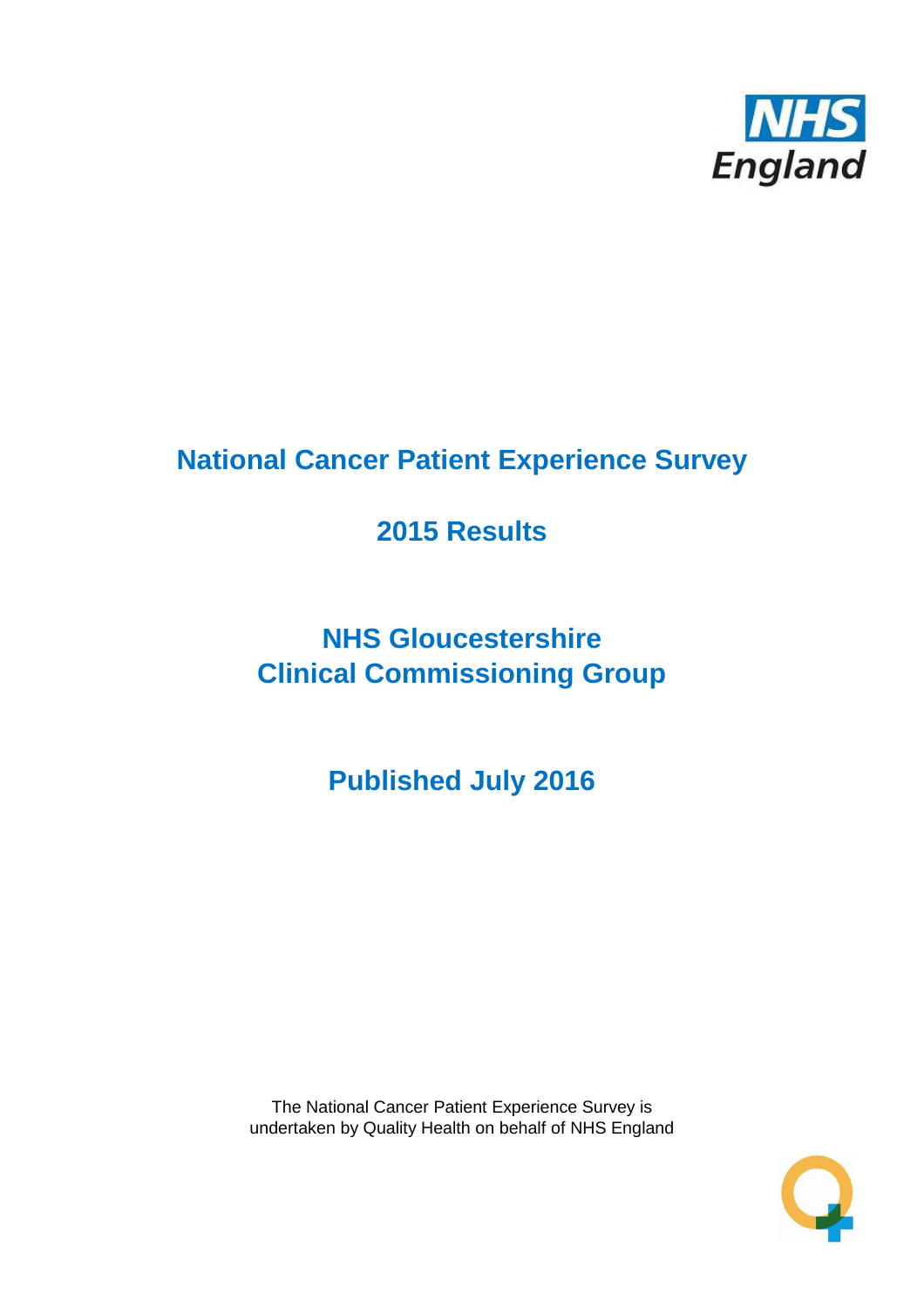NHS England

# National Cancer Patient Experience Survey

## 2015 Results

## NHS Gloucestershire Clinical Commissioning Group

## Published July 2016

The National Cancer Patient Experience Survey is undertaken by Quality Health on behalf of NHS England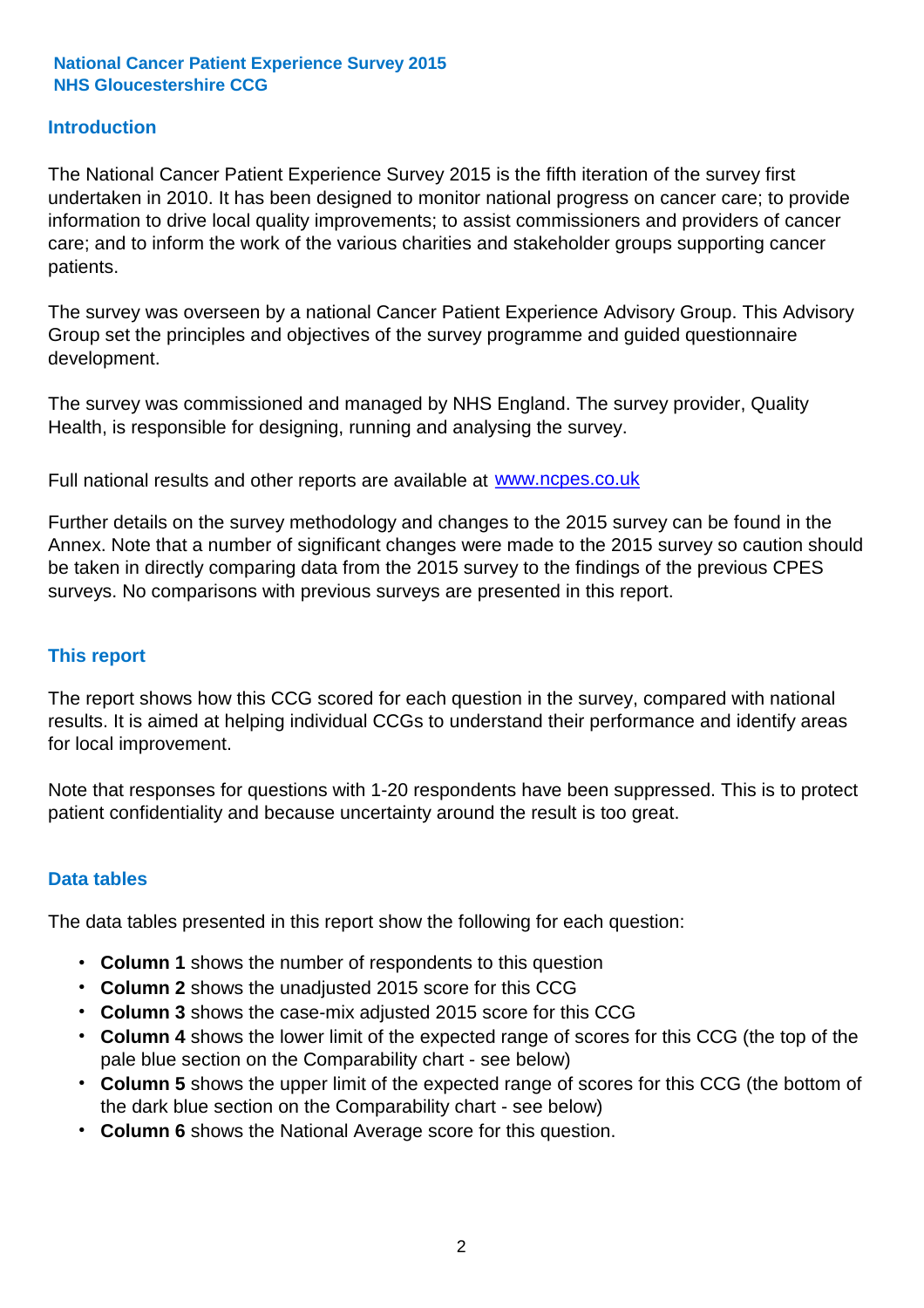**National Cancer Patient Experience Survey 2015**
**NHS Gloucestershire CCG**

## Introduction

The National Cancer Patient Experience Survey 2015 is the fifth iteration of the survey first undertaken in 2010. It has been designed to monitor national progress on cancer care; to provide information to drive local quality improvements; to assist commissioners and providers of cancer care; and to inform the work of the various charities and stakeholder groups supporting cancer patients.

The survey was overseen by a national Cancer Patient Experience Advisory Group. This Advisory Group set the principles and objectives of the survey programme and guided questionnaire development.

The survey was commissioned and managed by NHS England. The survey provider, Quality Health, is responsible for designing, running and analysing the survey.

Full national results and other reports are available at [www.ncpes.co.uk](http://www.ncpes.co.uk)

Further details on the survey methodology and changes to the 2015 survey can be found in the Annex. Note that a number of significant changes were made to the 2015 survey so caution should be taken in directly comparing data from the 2015 survey to the findings of the previous CPES surveys. No comparisons with previous surveys are presented in this report.

## This report

The report shows how this CCG scored for each question in the survey, compared with national results. It is aimed at helping individual CCGs to understand their performance and identify areas for local improvement.

Note that responses for questions with 1-20 respondents have been suppressed. This is to protect patient confidentiality and because uncertainty around the result is too great.

## Data tables

The data tables presented in this report show the following for each question:

- **Column 1** shows the number of respondents to this question
- **Column 2** shows the unadjusted 2015 score for this CCG
- **Column 3** shows the case-mix adjusted 2015 score for this CCG
- **Column 4** shows the lower limit of the expected range of scores for this CCG (the top of the pale blue section on the Comparability chart - see below)
- **Column 5** shows the upper limit of the expected range of scores for this CCG (the bottom of the dark blue section on the Comparability chart - see below)
- **Column 6** shows the National Average score for this question.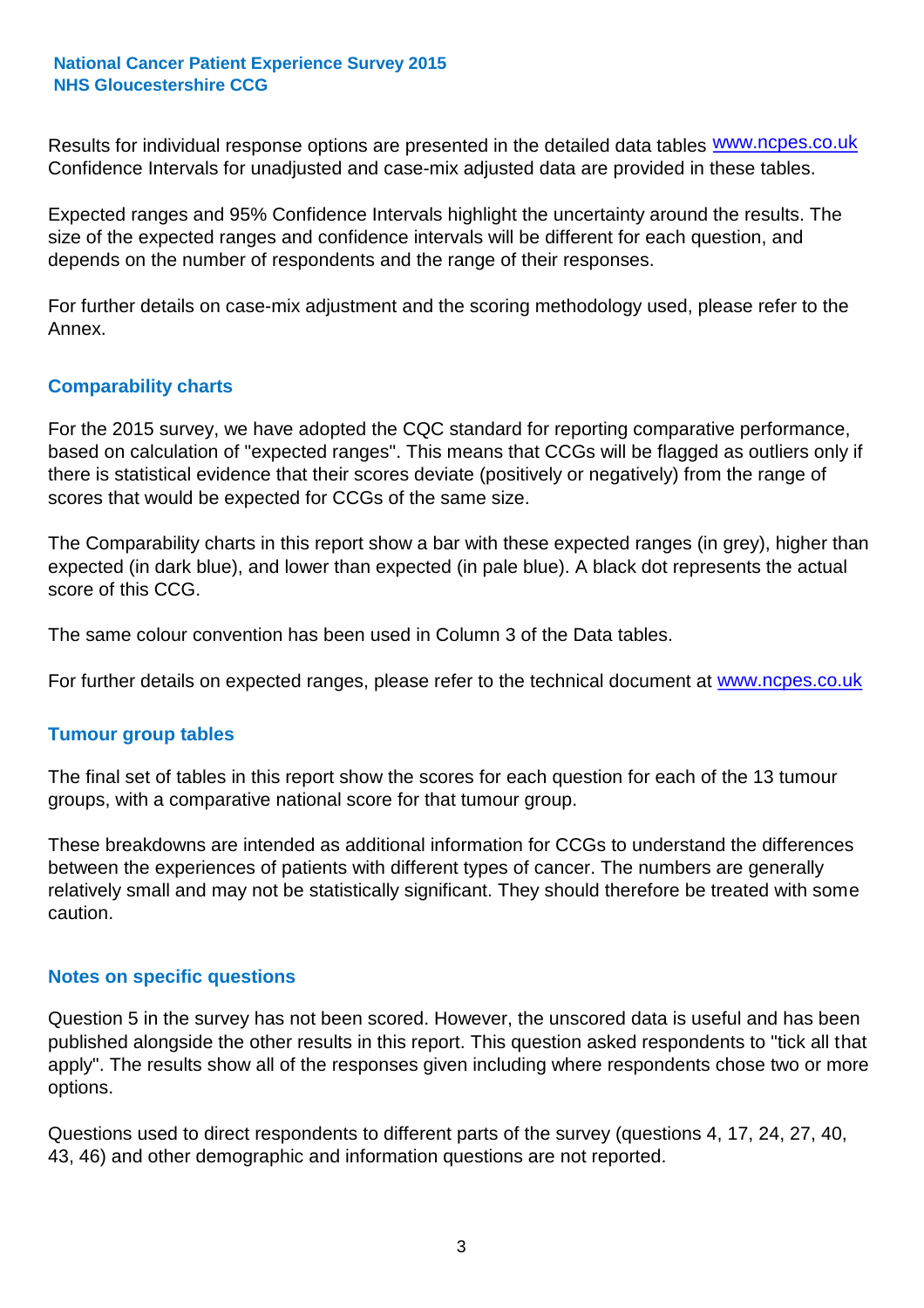Results for individual response options are presented in the detailed data tables www.ncpes.co.uk Confidence Intervals for unadjusted and case-mix adjusted data are provided in these tables.

Expected ranges and 95% Confidence Intervals highlight the uncertainty around the results. The size of the expected ranges and confidence intervals will be different for each question, and depends on the number of respondents and the range of their responses.

For further details on case-mix adjustment and the scoring methodology used, please refer to the Annex.

## Comparability charts

For the 2015 survey, we have adopted the CQC standard for reporting comparative performance, based on calculation of "expected ranges". This means that CCGs will be flagged as outliers only if there is statistical evidence that their scores deviate (positively or negatively) from the range of scores that would be expected for CCGs of the same size.

The Comparability charts in this report show a bar with these expected ranges (in grey), higher than expected (in dark blue), and lower than expected (in pale blue). A black dot represents the actual score of this CCG.

The same colour convention has been used in Column 3 of the Data tables.

For further details on expected ranges, please refer to the technical document at www.ncpes.co.uk

## Tumour group tables

The final set of tables in this report show the scores for each question for each of the 13 tumour groups, with a comparative national score for that tumour group.

These breakdowns are intended as additional information for CCGs to understand the differences between the experiences of patients with different types of cancer. The numbers are generally relatively small and may not be statistically significant. They should therefore be treated with some caution.

## Notes on specific questions

Question 5 in the survey has not been scored. However, the unscored data is useful and has been published alongside the other results in this report. This question asked respondents to "tick all that apply". The results show all of the responses given including where respondents chose two or more options.

Questions used to direct respondents to different parts of the survey (questions 4, 17, 24, 27, 40, 43, 46) and other demographic and information questions are not reported.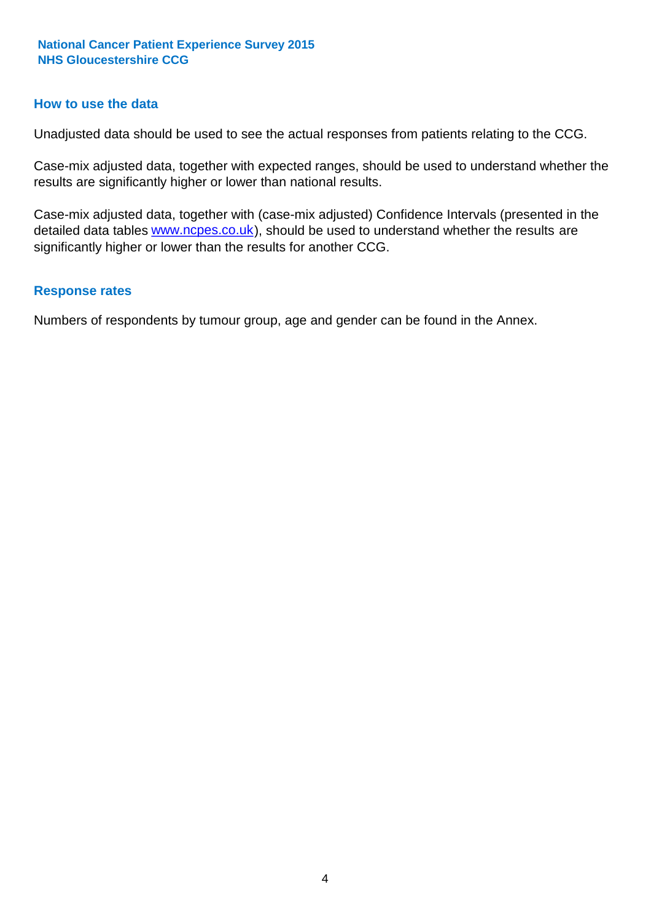## How to use the data

Unadjusted data should be used to see the actual responses from patients relating to the CCG.

Case-mix adjusted data, together with expected ranges, should be used to understand whether the results are significantly higher or lower than national results.

Case-mix adjusted data, together with (case-mix adjusted) Confidence Intervals (presented in the detailed data tables www.ncpes.co.uk), should be used to understand whether the results are significantly higher or lower than the results for another CCG.

## Response rates

Numbers of respondents by tumour group, age and gender can be found in the Annex.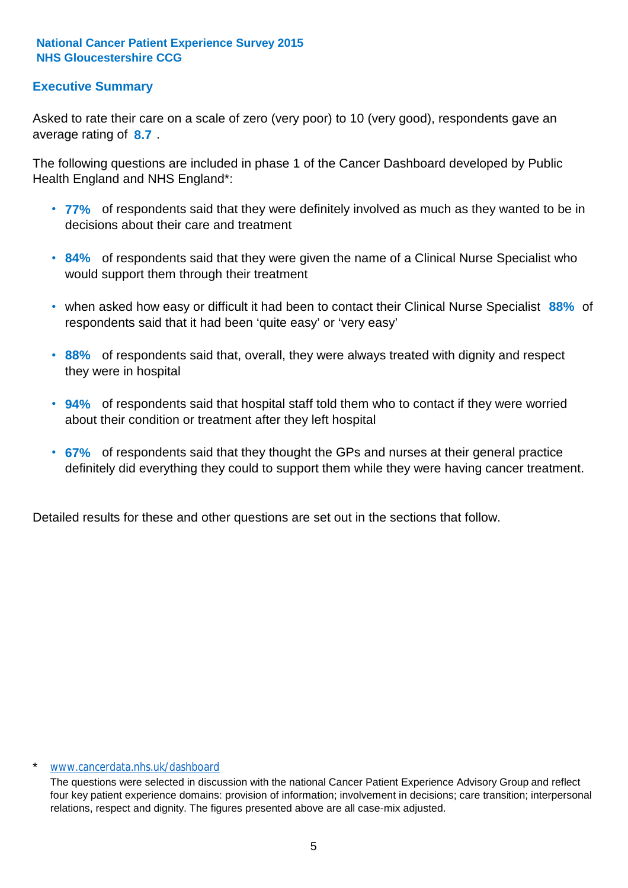**National Cancer Patient Experience Survey 2015**
**NHS Gloucestershire CCG**

## Executive Summary

Asked to rate their care on a scale of zero (very poor) to 10 (very good), respondents gave an average rating of **8.7** .

The following questions are included in phase 1 of the Cancer Dashboard developed by Public Health England and NHS England*:

- **77%** of respondents said that they were definitely involved as much as they wanted to be in decisions about their care and treatment
- **84%** of respondents said that they were given the name of a Clinical Nurse Specialist who would support them through their treatment
- when asked how easy or difficult it had been to contact their Clinical Nurse Specialist **88%** of respondents said that it had been 'quite easy' or 'very easy'
- **88%** of respondents said that, overall, they were always treated with dignity and respect they were in hospital
- **94%** of respondents said that hospital staff told them who to contact if they were worried about their condition or treatment after they left hospital
- **67%** of respondents said that they thought the GPs and nurses at their general practice definitely did everything they could to support them while they were having cancer treatment.

Detailed results for these and other questions are set out in the sections that follow.

\* www.cancerdata.nhs.uk/dashboard

The questions were selected in discussion with the national Cancer Patient Experience Advisory Group and reflect four key patient experience domains: provision of information; involvement in decisions; care transition; interpersonal relations, respect and dignity. The figures presented above are all case-mix adjusted.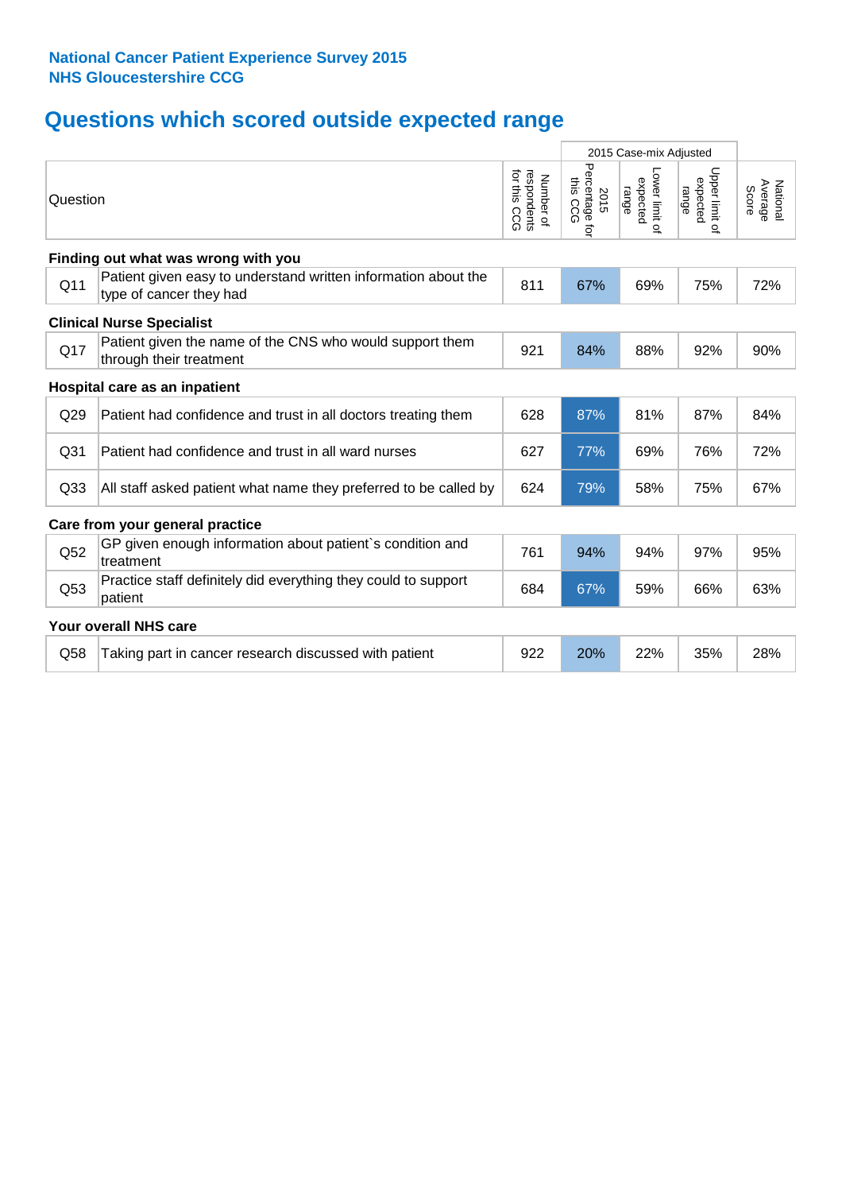**National Cancer Patient Experience Survey 2015**
**NHS Gloucestershire CCG**

# Questions which scored outside expected range

| Question | | Number of respondents for this CCG | 2015 Case-mix Adjusted: 2015 Percentage for this CCG | 2015 Case-mix Adjusted: Lower limit of expected range | 2015 Case-mix Adjusted: Upper limit of expected range | National Average Score |
|---|---|---|---|---|---|---|
| **Finding out what was wrong with you** | | | | | | |
| Q11 | Patient given easy to understand written information about the type of cancer they had | 811 | 67% | 69% | 75% | 72% |
| **Clinical Nurse Specialist** | | | | | | |
| Q17 | Patient given the name of the CNS who would support them through their treatment | 921 | 84% | 88% | 92% | 90% |
| **Hospital care as an inpatient** | | | | | | |
| Q29 | Patient had confidence and trust in all doctors treating them | 628 | 87% | 81% | 87% | 84% |
| Q31 | Patient had confidence and trust in all ward nurses | 627 | 77% | 69% | 76% | 72% |
| Q33 | All staff asked patient what name they preferred to be called by | 624 | 79% | 58% | 75% | 67% |
| **Care from your general practice** | | | | | | |
| Q52 | GP given enough information about patient`s condition and treatment | 761 | 94% | 94% | 97% | 95% |
| Q53 | Practice staff definitely did everything they could to support patient | 684 | 67% | 59% | 66% | 63% |
| **Your overall NHS care** | | | | | | |
| Q58 | Taking part in cancer research discussed with patient | 922 | 20% | 22% | 35% | 28% |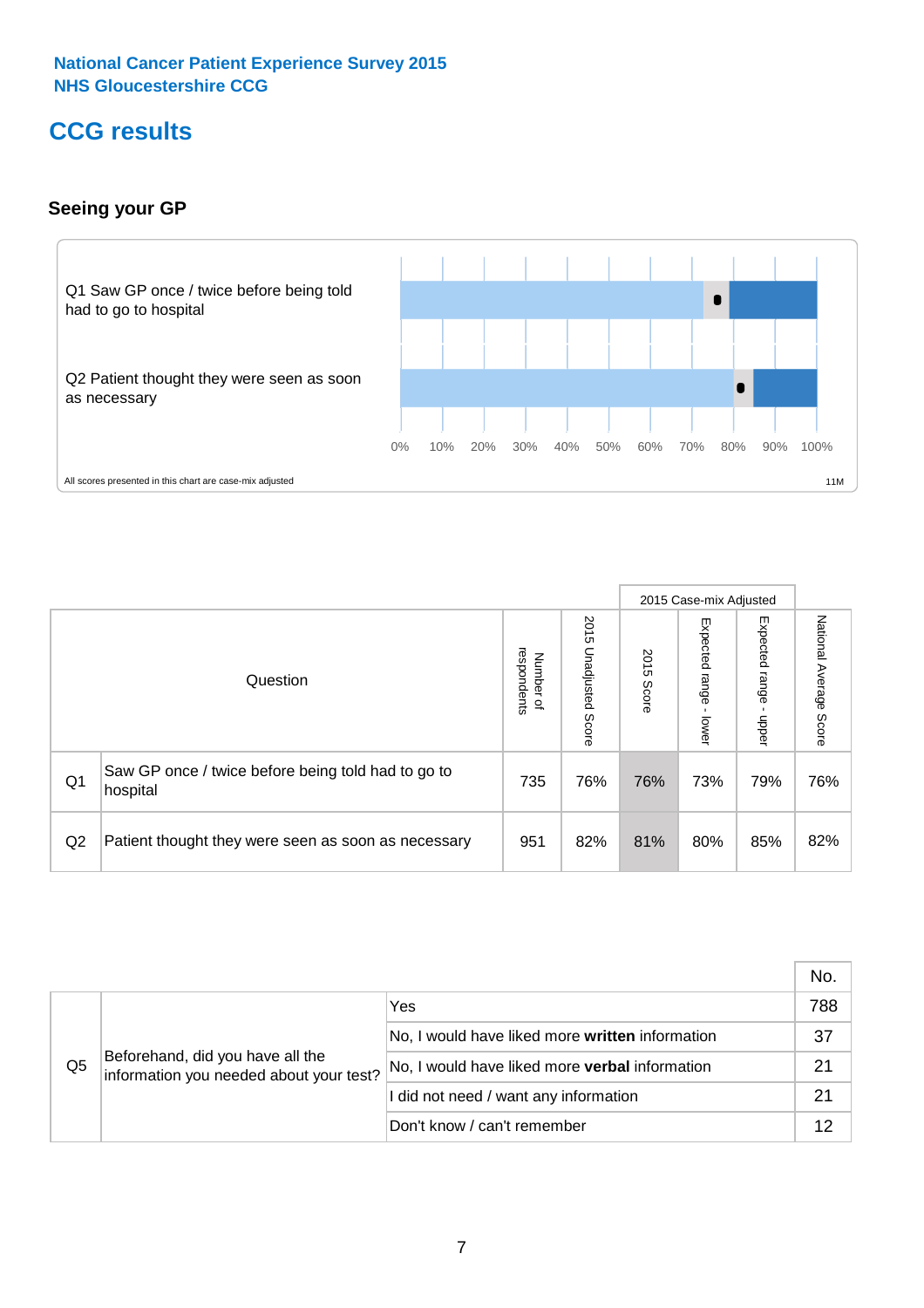National Cancer Patient Experience Survey 2015
NHS Gloucestershire CCG

# CCG results

## Seeing your GP

Q1 Saw GP once / twice before being told had to go to hospital

Q2 Patient thought they were seen as soon as necessary

0% 10% 20% 30% 40% 50% 60% 70% 80% 90% 100%

All scores presented in this chart are case-mix adjusted

11M

| Question | | Number of respondents | 2015 Unadjusted Score | 2015 Case-mix Adjusted: 2015 Score | 2015 Case-mix Adjusted: Expected range - lower | 2015 Case-mix Adjusted: Expected range - upper | National Average Score |
|---|---|---|---|---|---|---|---|
| Q1 | Saw GP once / twice before being told had to go to hospital | 735 | 76% | 76% | 73% | 79% | 76% |
| Q2 | Patient thought they were seen as soon as necessary | 951 | 82% | 81% | 80% | 85% | 82% |

| | | | No. |
|---|---|---|---|
| Q5 | Beforehand, did you have all the information you needed about your test? | Yes | 788 |
| | | No, I would have liked more **written** information | 37 |
| | | No, I would have liked more **verbal** information | 21 |
| | | I did not need / want any information | 21 |
| | | Don't know / can't remember | 12 |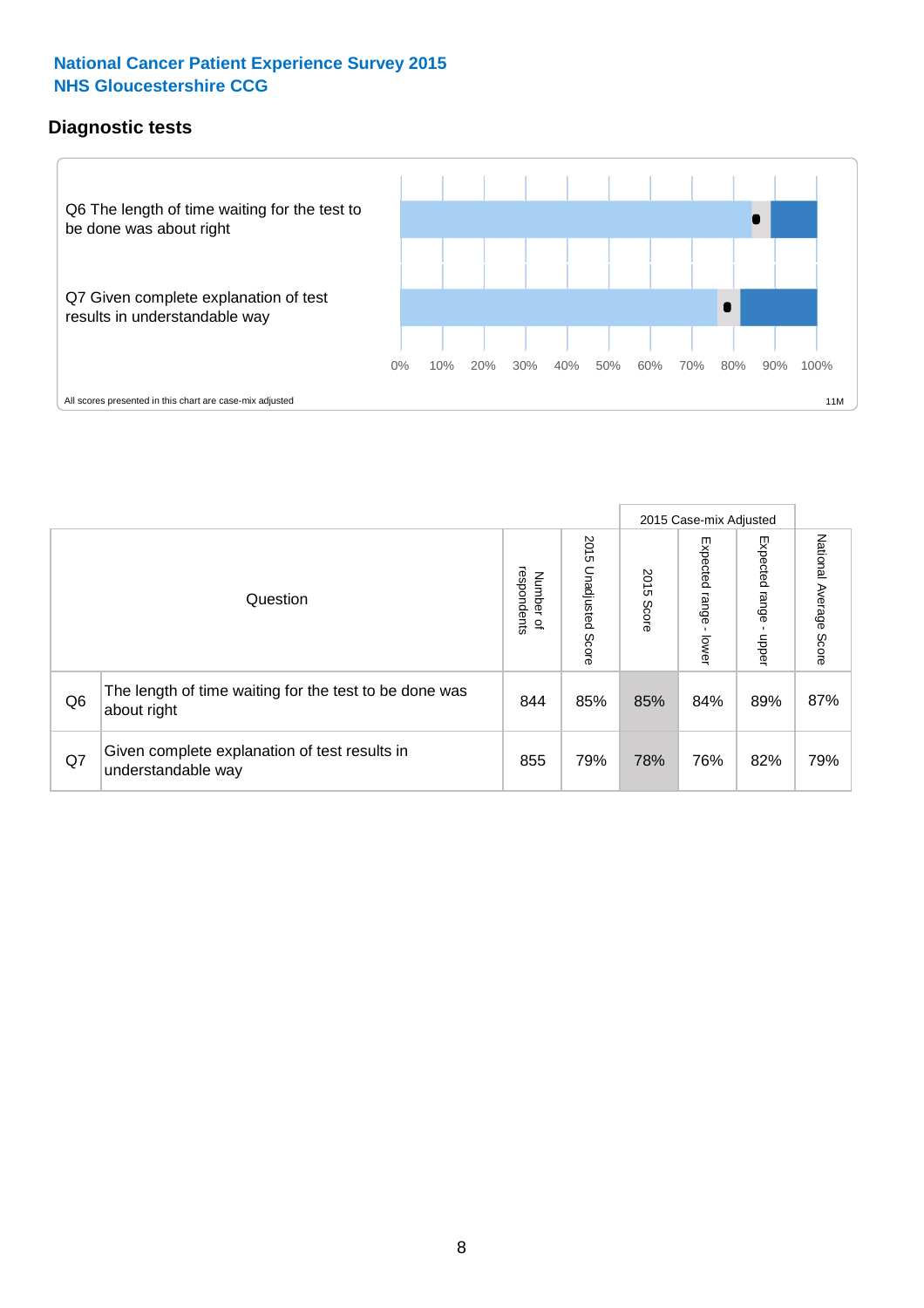## National Cancer Patient Experience Survey 2015
## NHS Gloucestershire CCG

### Diagnostic tests

Q6 The length of time waiting for the test to be done was about right

Q7 Given complete explanation of test results in understandable way

0% 10% 20% 30% 40% 50% 60% 70% 80% 90% 100%

All scores presented in this chart are case-mix adjusted

11M

| | Question | Number of respondents | 2015 Unadjusted Score | 2015 Case-mix Adjusted | | | National Average Score |
|---|---|---|---|---|---|---|---|
| | | | | 2015 Score | Expected range - lower | Expected range - upper | |
| Q6 | The length of time waiting for the test to be done was about right | 844 | 85% | 85% | 84% | 89% | 87% |
| Q7 | Given complete explanation of test results in understandable way | 855 | 79% | 78% | 76% | 82% | 79% |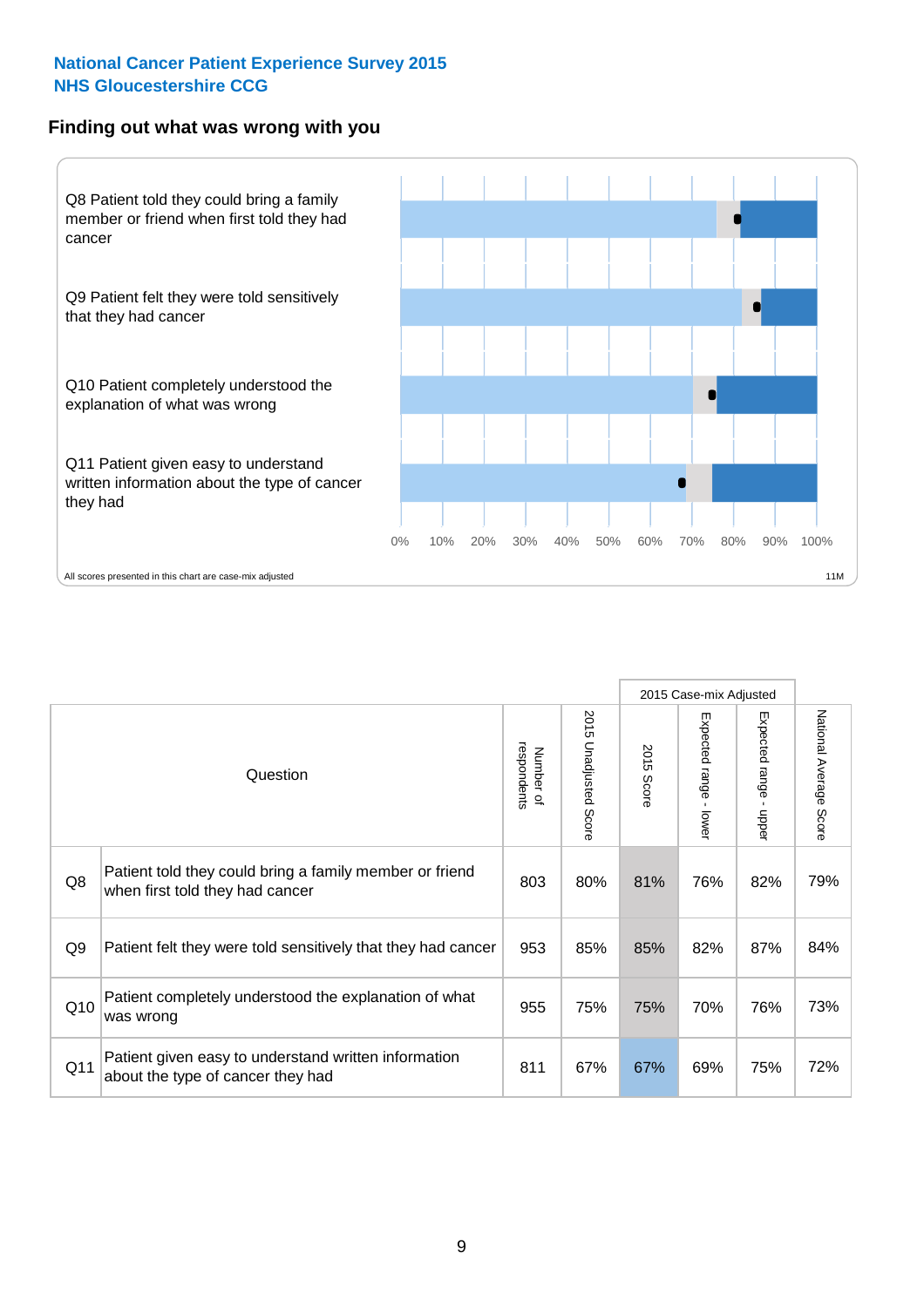## National Cancer Patient Experience Survey 2015
## NHS Gloucestershire CCG

### Finding out what was wrong with you

Q8 Patient told they could bring a family member or friend when first told they had cancer

Q9 Patient felt they were told sensitively that they had cancer

Q10 Patient completely understood the explanation of what was wrong

Q11 Patient given easy to understand written information about the type of cancer they had

0% 10% 20% 30% 40% 50% 60% 70% 80% 90% 100%

All scores presented in this chart are case-mix adjusted

11M

| | Question | Number of respondents | 2015 Unadjusted Score | 2015 Case-mix Adjusted: 2015 Score | 2015 Case-mix Adjusted: Expected range - lower | 2015 Case-mix Adjusted: Expected range - upper | National Average Score |
|---|---|---|---|---|---|---|---|
| Q8 | Patient told they could bring a family member or friend when first told they had cancer | 803 | 80% | 81% | 76% | 82% | 79% |
| Q9 | Patient felt they were told sensitively that they had cancer | 953 | 85% | 85% | 82% | 87% | 84% |
| Q10 | Patient completely understood the explanation of what was wrong | 955 | 75% | 75% | 70% | 76% | 73% |
| Q11 | Patient given easy to understand written information about the type of cancer they had | 811 | 67% | 67% | 69% | 75% | 72% |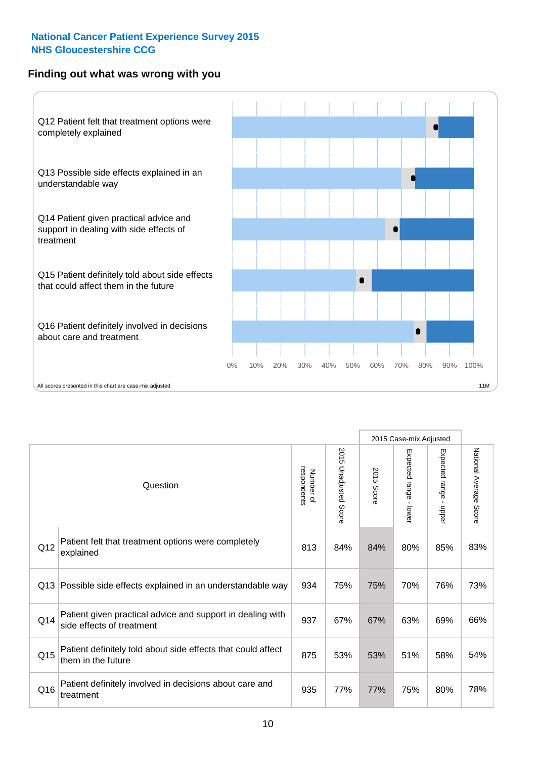**National Cancer Patient Experience Survey 2015**
**NHS Gloucestershire CCG**

## Finding out what was wrong with you

Q12 Patient felt that treatment options were completely explained

Q13 Possible side effects explained in an understandable way

Q14 Patient given practical advice and support in dealing with side effects of treatment

Q15 Patient definitely told about side effects that could affect them in the future

Q16 Patient definitely involved in decisions about care and treatment

0% 10% 20% 30% 40% 50% 60% 70% 80% 90% 100%

All scores presented in this chart are case-mix adjusted

11M

| | Question | Number of respondents | 2015 Unadjusted Score | 2015 Case-mix Adjusted | | | National Average Score |
|---|---|---|---|---|---|---|---|
| | | | | 2015 Score | Expected range - lower | Expected range - upper | |
| Q12 | Patient felt that treatment options were completely explained | 813 | 84% | 84% | 80% | 85% | 83% |
| Q13 | Possible side effects explained in an understandable way | 934 | 75% | 75% | 70% | 76% | 73% |
| Q14 | Patient given practical advice and support in dealing with side effects of treatment | 937 | 67% | 67% | 63% | 69% | 66% |
| Q15 | Patient definitely told about side effects that could affect them in the future | 875 | 53% | 53% | 51% | 58% | 54% |
| Q16 | Patient definitely involved in decisions about care and treatment | 935 | 77% | 77% | 75% | 80% | 78% |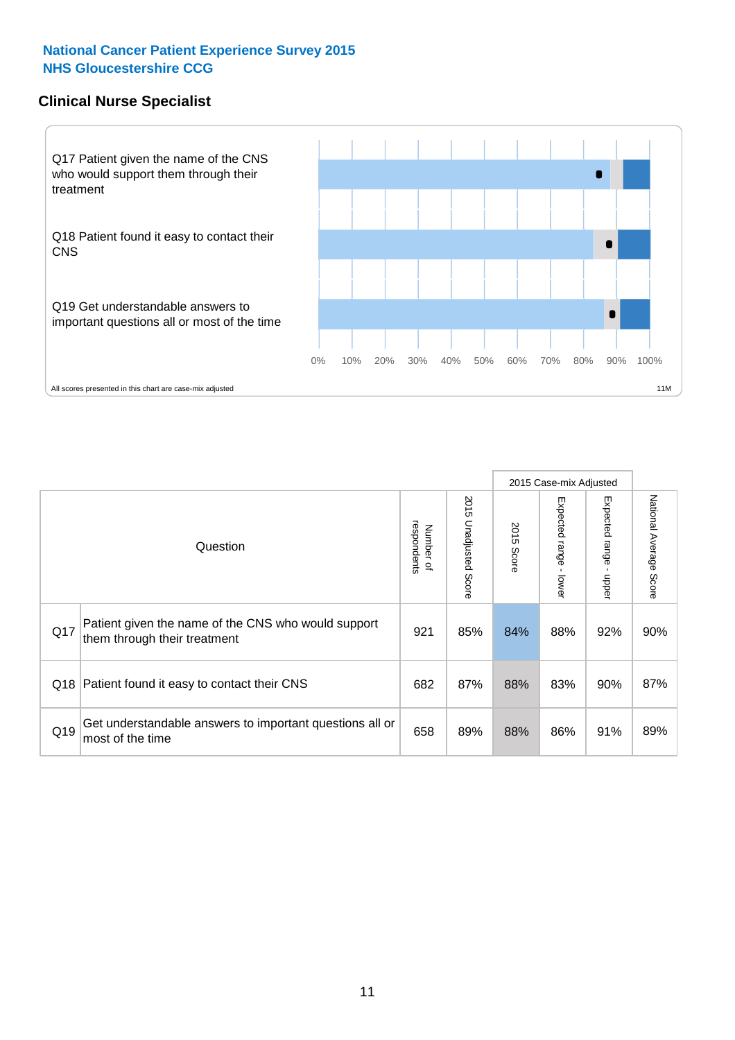National Cancer Patient Experience Survey 2015
NHS Gloucestershire CCG

## Clinical Nurse Specialist

Q17 Patient given the name of the CNS who would support them through their treatment

Q18 Patient found it easy to contact their CNS

Q19 Get understandable answers to important questions all or most of the time

0% 10% 20% 30% 40% 50% 60% 70% 80% 90% 100%

All scores presented in this chart are case-mix adjusted

11M

| | Question | Number of respondents | 2015 Unadjusted Score | 2015 Case-mix Adjusted | | | National Average Score |
|---|---|---|---|---|---|---|---|
| | | | | 2015 Score | Expected range - lower | Expected range - upper | |
| Q17 | Patient given the name of the CNS who would support them through their treatment | 921 | 85% | 84% | 88% | 92% | 90% |
| Q18 | Patient found it easy to contact their CNS | 682 | 87% | 88% | 83% | 90% | 87% |
| Q19 | Get understandable answers to important questions all or most of the time | 658 | 89% | 88% | 86% | 91% | 89% |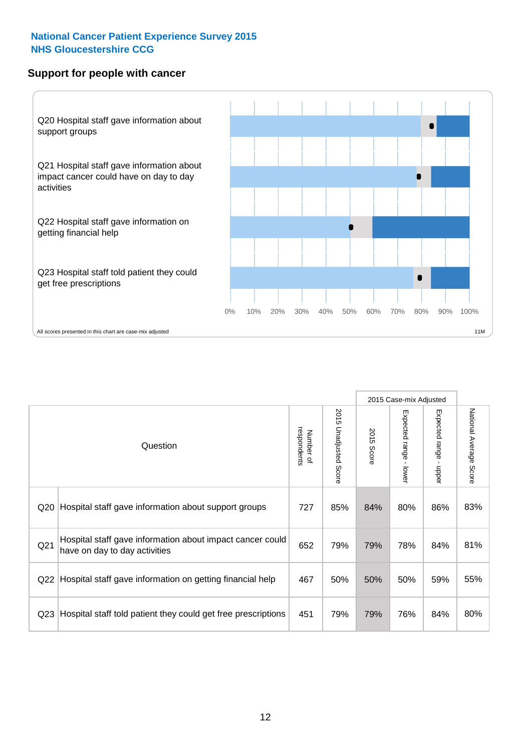National Cancer Patient Experience Survey 2015
NHS Gloucestershire CCG

## Support for people with cancer

Q20 Hospital staff gave information about support groups

Q21 Hospital staff gave information about impact cancer could have on day to day activities

Q22 Hospital staff gave information on getting financial help

Q23 Hospital staff told patient they could get free prescriptions

0% 10% 20% 30% 40% 50% 60% 70% 80% 90% 100%

All scores presented in this chart are case-mix adjusted

11M

| | Question | Number of respondents | 2015 Unadjusted Score | 2015 Case-mix Adjusted: 2015 Score | 2015 Case-mix Adjusted: Expected range - lower | 2015 Case-mix Adjusted: Expected range - upper | National Average Score |
|---|---|---|---|---|---|---|---|
| Q20 | Hospital staff gave information about support groups | 727 | 85% | 84% | 80% | 86% | 83% |
| Q21 | Hospital staff gave information about impact cancer could have on day to day activities | 652 | 79% | 79% | 78% | 84% | 81% |
| Q22 | Hospital staff gave information on getting financial help | 467 | 50% | 50% | 50% | 59% | 55% |
| Q23 | Hospital staff told patient they could get free prescriptions | 451 | 79% | 79% | 76% | 84% | 80% |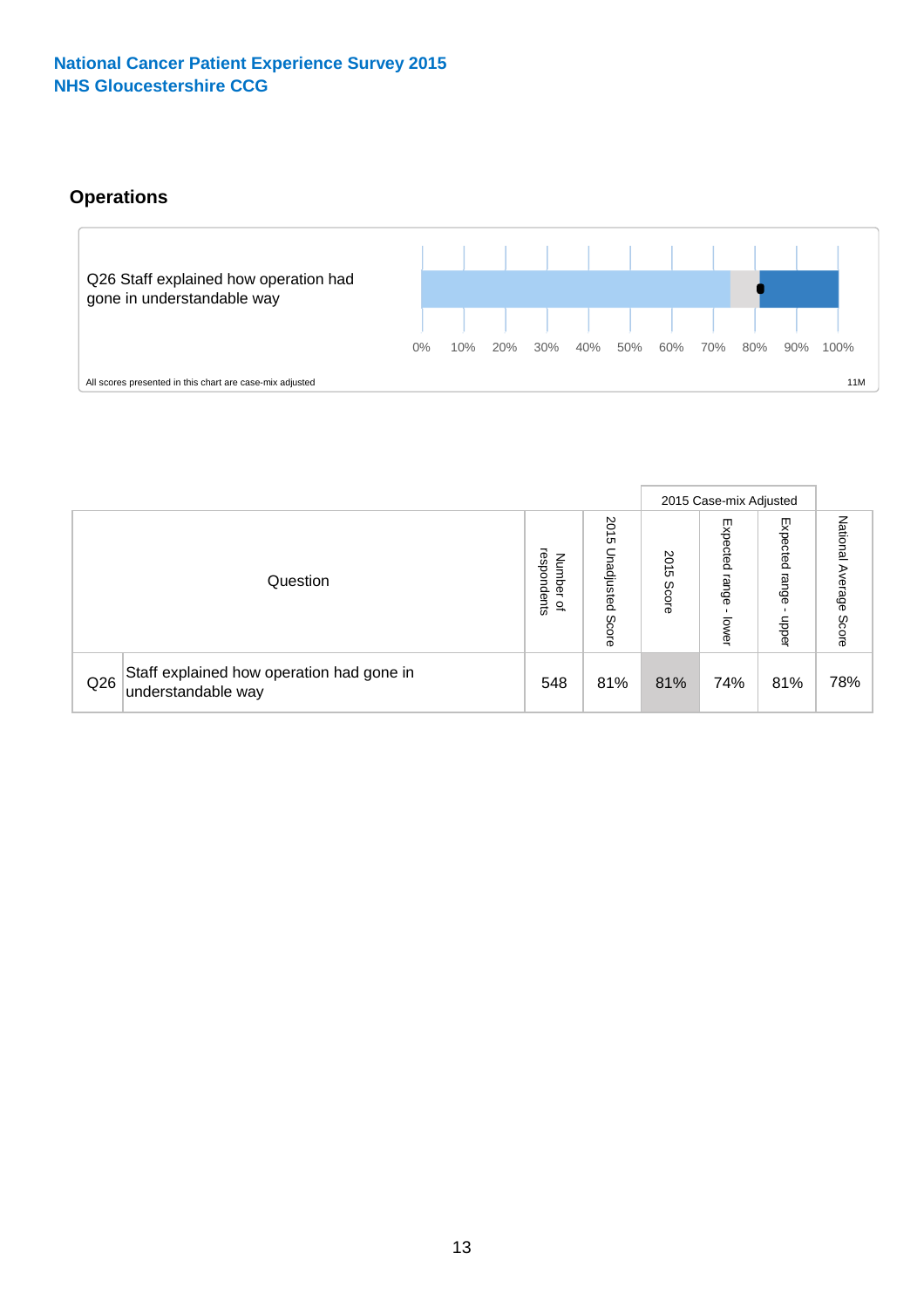**National Cancer Patient Experience Survey 2015**
**NHS Gloucestershire CCG**

## Operations

Q26 Staff explained how operation had gone in understandable way

0% 10% 20% 30% 40% 50% 60% 70% 80% 90% 100%

All scores presented in this chart are case-mix adjusted

11M

| Question | | Number of respondents | 2015 Unadjusted Score | 2015 Case-mix Adjusted: 2015 Score | 2015 Case-mix Adjusted: Expected range - lower | 2015 Case-mix Adjusted: Expected range - upper | National Average Score |
|---|---|---|---|---|---|---|---|
| Q26 | Staff explained how operation had gone in understandable way | 548 | 81% | 81% | 74% | 81% | 78% |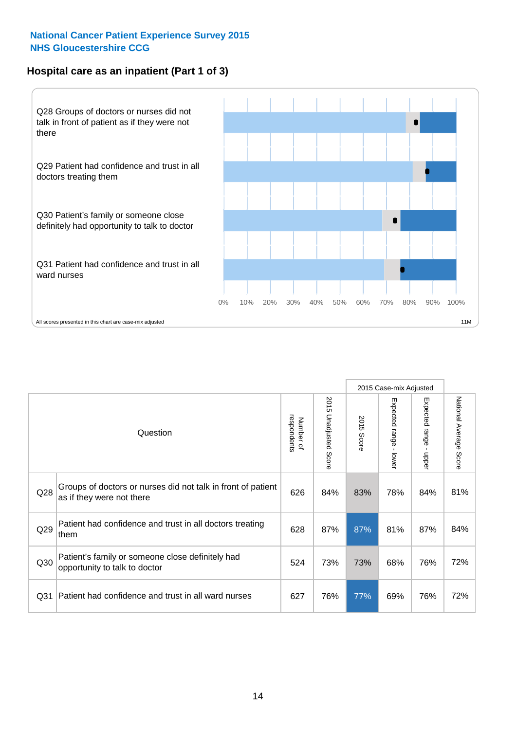National Cancer Patient Experience Survey 2015
NHS Gloucestershire CCG

## Hospital care as an inpatient (Part 1 of 3)

Q28 Groups of doctors or nurses did not talk in front of patient as if they were not there

Q29 Patient had confidence and trust in all doctors treating them

Q30 Patient's family or someone close definitely had opportunity to talk to doctor

Q31 Patient had confidence and trust in all ward nurses

0% 10% 20% 30% 40% 50% 60% 70% 80% 90% 100%

All scores presented in this chart are case-mix adjusted

11M

| Question | | Number of respondents | 2015 Unadjusted Score | 2015 Case-mix Adjusted | | | National Average Score |
|---|---|---|---|---|---|---|---|
| | | | | 2015 Score | Expected range - lower | Expected range - upper | |
| Q28 | Groups of doctors or nurses did not talk in front of patient as if they were not there | 626 | 84% | 83% | 78% | 84% | 81% |
| Q29 | Patient had confidence and trust in all doctors treating them | 628 | 87% | 87% | 81% | 87% | 84% |
| Q30 | Patient's family or someone close definitely had opportunity to talk to doctor | 524 | 73% | 73% | 68% | 76% | 72% |
| Q31 | Patient had confidence and trust in all ward nurses | 627 | 76% | 77% | 69% | 76% | 72% |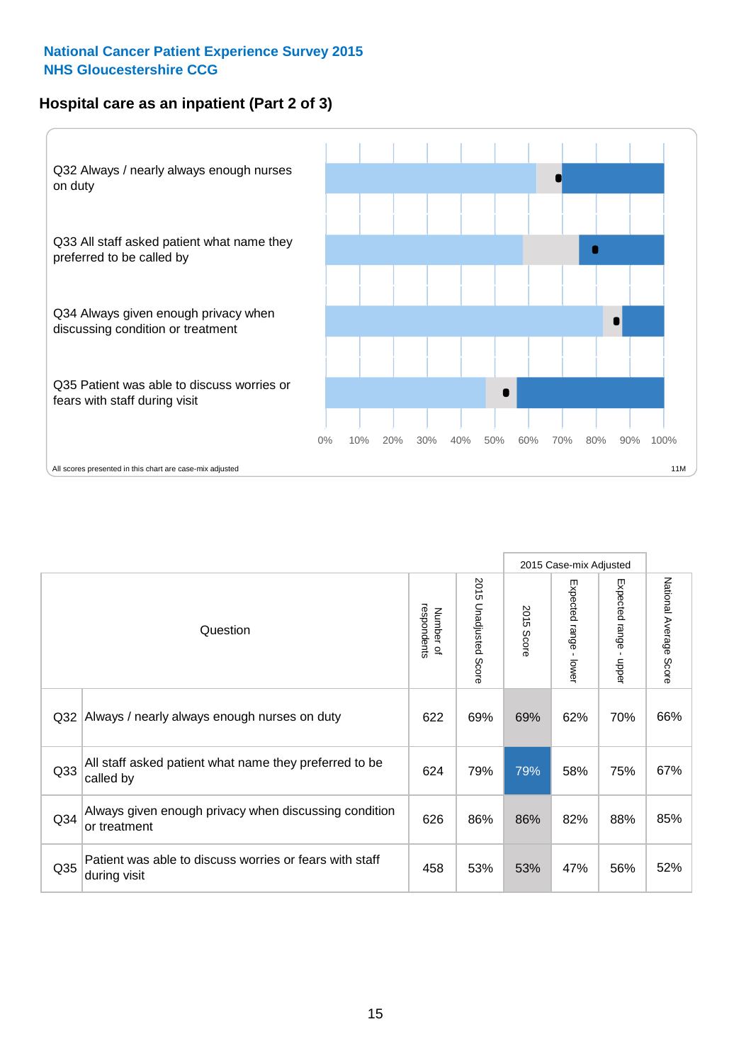National Cancer Patient Experience Survey 2015
NHS Gloucestershire CCG

## Hospital care as an inpatient (Part 2 of 3)

Q32 Always / nearly always enough nurses on duty

Q33 All staff asked patient what name they preferred to be called by

Q34 Always given enough privacy when discussing condition or treatment

Q35 Patient was able to discuss worries or fears with staff during visit

0% 10% 20% 30% 40% 50% 60% 70% 80% 90% 100%

All scores presented in this chart are case-mix adjusted

11M

| | Question | Number of respondents | 2015 Unadjusted Score | 2015 Case-mix Adjusted: 2015 Score | 2015 Case-mix Adjusted: Expected range - lower | 2015 Case-mix Adjusted: Expected range - upper | National Average Score |
|---|---|---|---|---|---|---|---|
| Q32 | Always / nearly always enough nurses on duty | 622 | 69% | 69% | 62% | 70% | 66% |
| Q33 | All staff asked patient what name they preferred to be called by | 624 | 79% | 79% | 58% | 75% | 67% |
| Q34 | Always given enough privacy when discussing condition or treatment | 626 | 86% | 86% | 82% | 88% | 85% |
| Q35 | Patient was able to discuss worries or fears with staff during visit | 458 | 53% | 53% | 47% | 56% | 52% |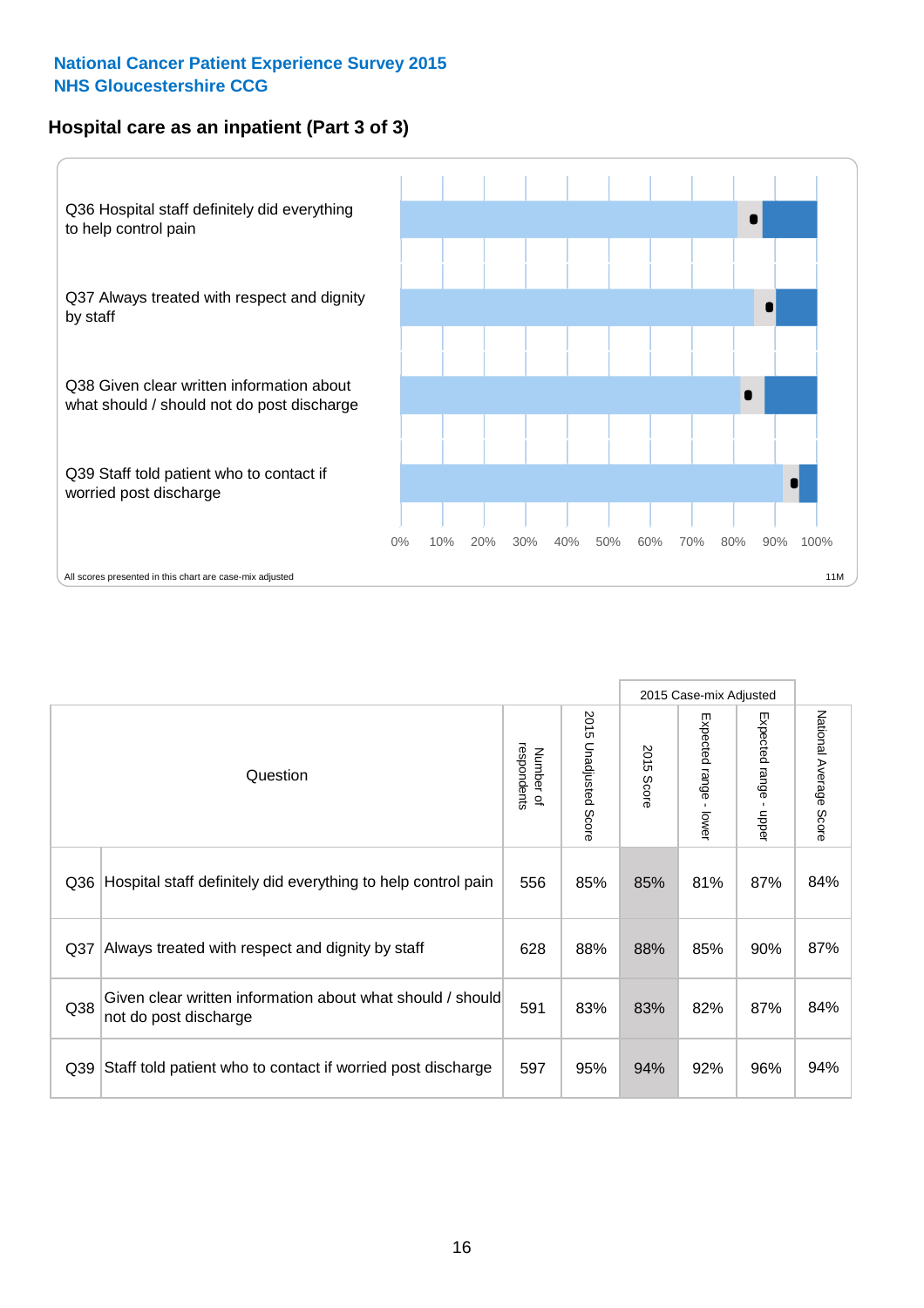**National Cancer Patient Experience Survey 2015**
**NHS Gloucestershire CCG**

## Hospital care as an inpatient (Part 3 of 3)

Q36 Hospital staff definitely did everything to help control pain

Q37 Always treated with respect and dignity by staff

Q38 Given clear written information about what should / should not do post discharge

Q39 Staff told patient who to contact if worried post discharge

0% 10% 20% 30% 40% 50% 60% 70% 80% 90% 100%

All scores presented in this chart are case-mix adjusted

11M

| Question | | Number of respondents | 2015 Unadjusted Score | 2015 Case-mix Adjusted: 2015 Score | 2015 Case-mix Adjusted: Expected range - lower | 2015 Case-mix Adjusted: Expected range - upper | National Average Score |
|---|---|---|---|---|---|---|---|
| Q36 | Hospital staff definitely did everything to help control pain | 556 | 85% | 85% | 81% | 87% | 84% |
| Q37 | Always treated with respect and dignity by staff | 628 | 88% | 88% | 85% | 90% | 87% |
| Q38 | Given clear written information about what should / should not do post discharge | 591 | 83% | 83% | 82% | 87% | 84% |
| Q39 | Staff told patient who to contact if worried post discharge | 597 | 95% | 94% | 92% | 96% | 94% |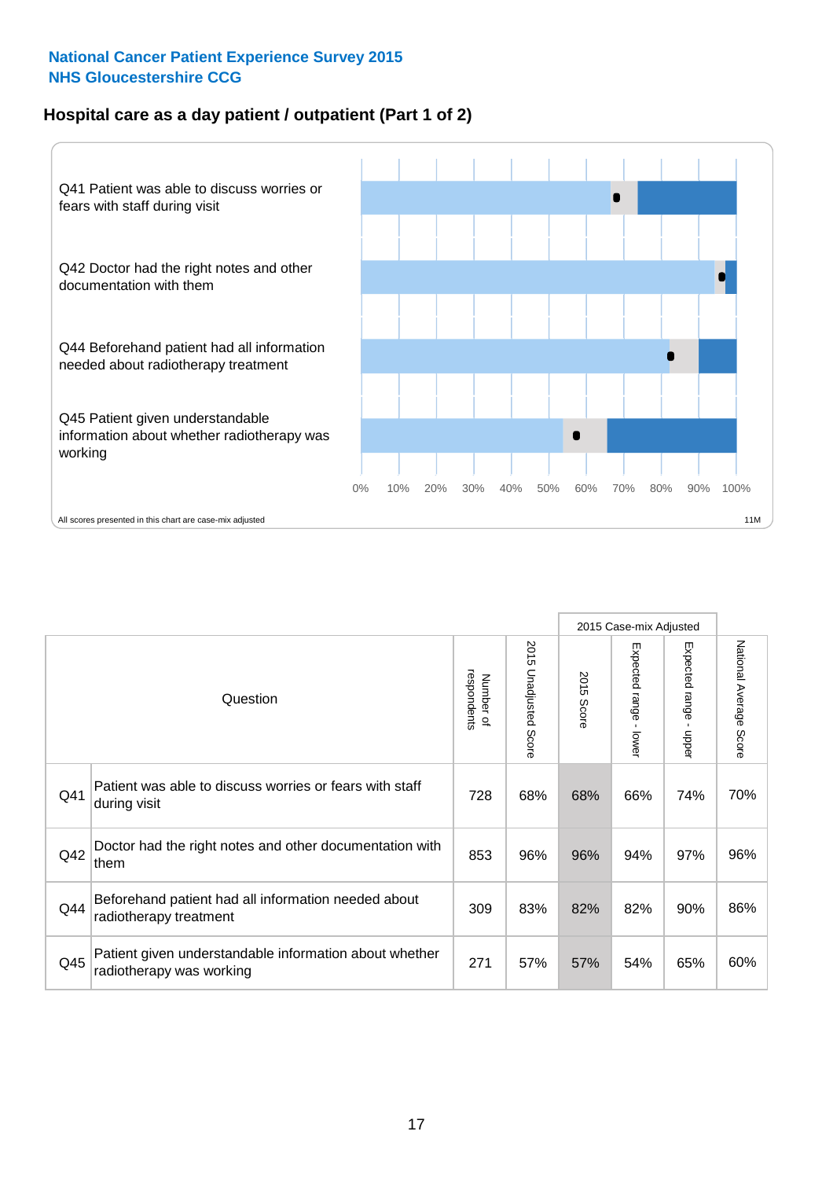National Cancer Patient Experience Survey 2015
NHS Gloucestershire CCG

## Hospital care as a day patient / outpatient (Part 1 of 2)

Q41 Patient was able to discuss worries or fears with staff during visit

Q42 Doctor had the right notes and other documentation with them

Q44 Beforehand patient had all information needed about radiotherapy treatment

Q45 Patient given understandable information about whether radiotherapy was working

0% 10% 20% 30% 40% 50% 60% 70% 80% 90% 100%

All scores presented in this chart are case-mix adjusted

11M

| Question | | Number of respondents | 2015 Unadjusted Score | 2015 Case-mix Adjusted | | | National Average Score |
|---|---|---|---|---|---|---|---|
| | | | | 2015 Score | Expected range - lower | Expected range - upper | |
| Q41 | Patient was able to discuss worries or fears with staff during visit | 728 | 68% | 68% | 66% | 74% | 70% |
| Q42 | Doctor had the right notes and other documentation with them | 853 | 96% | 96% | 94% | 97% | 96% |
| Q44 | Beforehand patient had all information needed about radiotherapy treatment | 309 | 83% | 82% | 82% | 90% | 86% |
| Q45 | Patient given understandable information about whether radiotherapy was working | 271 | 57% | 57% | 54% | 65% | 60% |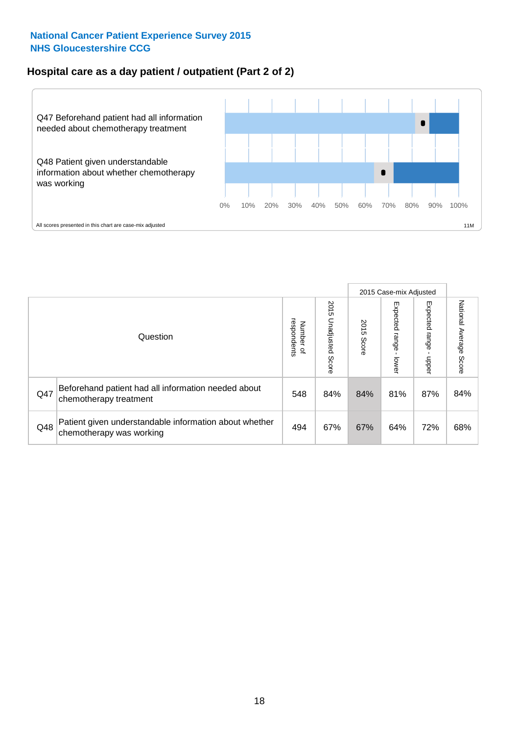National Cancer Patient Experience Survey 2015
NHS Gloucestershire CCG

## Hospital care as a day patient / outpatient (Part 2 of 2)

Q47 Beforehand patient had all information needed about chemotherapy treatment

Q48 Patient given understandable information about whether chemotherapy was working

0% 10% 20% 30% 40% 50% 60% 70% 80% 90% 100%

All scores presented in this chart are case-mix adjusted

11M

| Question | | Number of respondents | 2015 Unadjusted Score | 2015 Case-mix Adjusted: 2015 Score | 2015 Case-mix Adjusted: Expected range - lower | 2015 Case-mix Adjusted: Expected range - upper | National Average Score |
|---|---|---|---|---|---|---|---|
| Q47 | Beforehand patient had all information needed about chemotherapy treatment | 548 | 84% | 84% | 81% | 87% | 84% |
| Q48 | Patient given understandable information about whether chemotherapy was working | 494 | 67% | 67% | 64% | 72% | 68% |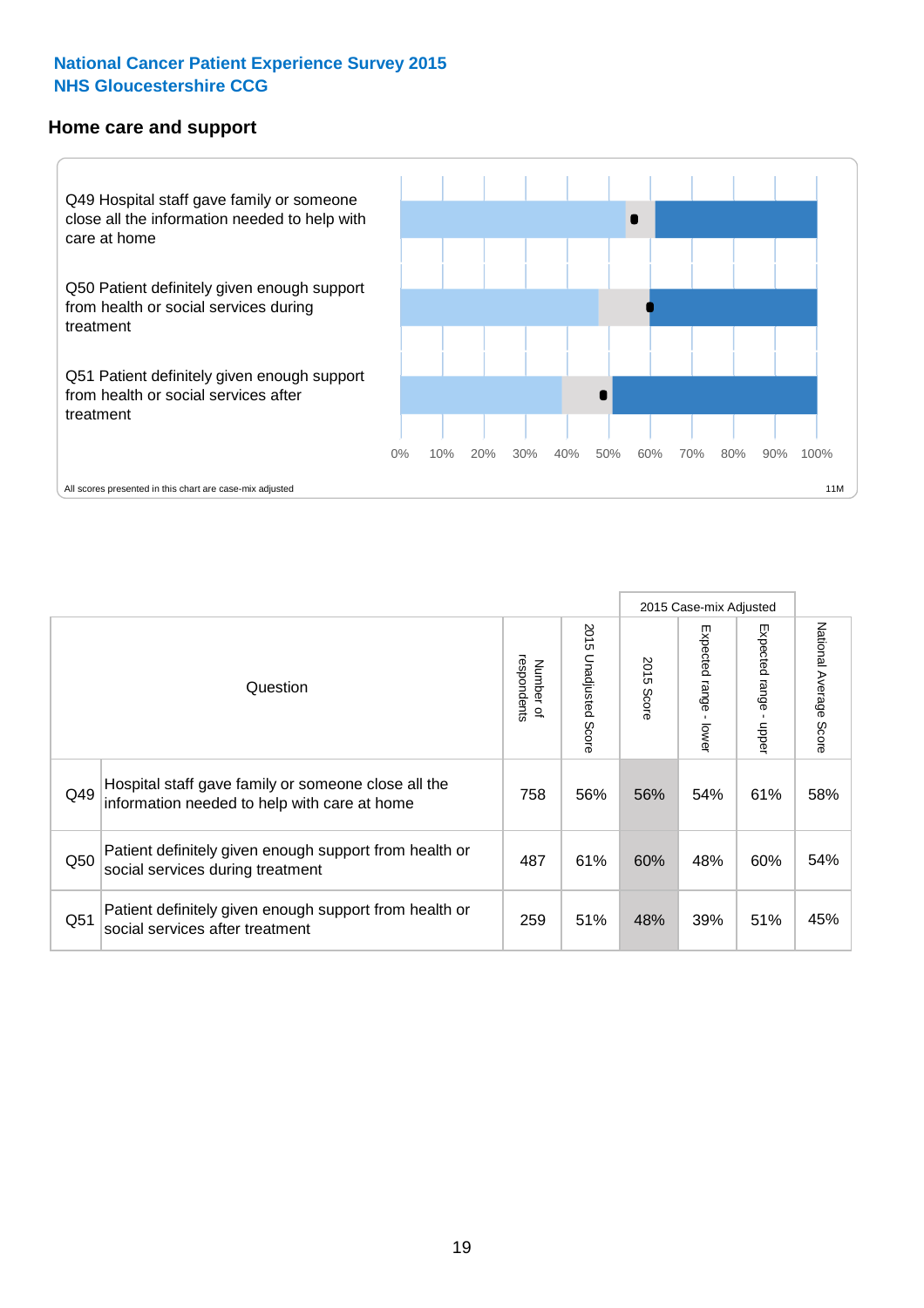**National Cancer Patient Experience Survey 2015**
**NHS Gloucestershire CCG**

## Home care and support

Q49 Hospital staff gave family or someone close all the information needed to help with care at home

Q50 Patient definitely given enough support from health or social services during treatment

Q51 Patient definitely given enough support from health or social services after treatment

0% 10% 20% 30% 40% 50% 60% 70% 80% 90% 100%

All scores presented in this chart are case-mix adjusted

11M

| | Question | Number of respondents | 2015 Unadjusted Score | 2015 Case-mix Adjusted: 2015 Score | 2015 Case-mix Adjusted: Expected range - lower | 2015 Case-mix Adjusted: Expected range - upper | National Average Score |
|---|---|---|---|---|---|---|---|
| Q49 | Hospital staff gave family or someone close all the information needed to help with care at home | 758 | 56% | 56% | 54% | 61% | 58% |
| Q50 | Patient definitely given enough support from health or social services during treatment | 487 | 61% | 60% | 48% | 60% | 54% |
| Q51 | Patient definitely given enough support from health or social services after treatment | 259 | 51% | 48% | 39% | 51% | 45% |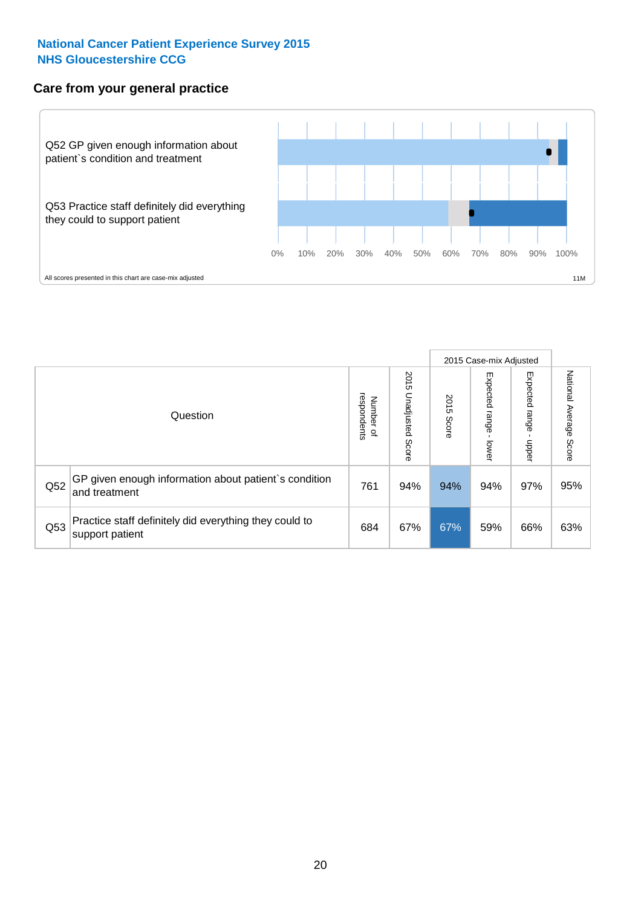National Cancer Patient Experience Survey 2015
NHS Gloucestershire CCG

## Care from your general practice

Q52 GP given enough information about patient`s condition and treatment

Q53 Practice staff definitely did everything they could to support patient

0% 10% 20% 30% 40% 50% 60% 70% 80% 90% 100%

All scores presented in this chart are case-mix adjusted

11M

| Question | | Number of respondents | 2015 Unadjusted Score | 2015 Case-mix Adjusted: 2015 Score | 2015 Case-mix Adjusted: Expected range - lower | 2015 Case-mix Adjusted: Expected range - upper | National Average Score |
|---|---|---|---|---|---|---|---|
| Q52 | GP given enough information about patient`s condition and treatment | 761 | 94% | 94% | 94% | 97% | 95% |
| Q53 | Practice staff definitely did everything they could to support patient | 684 | 67% | 67% | 59% | 66% | 63% |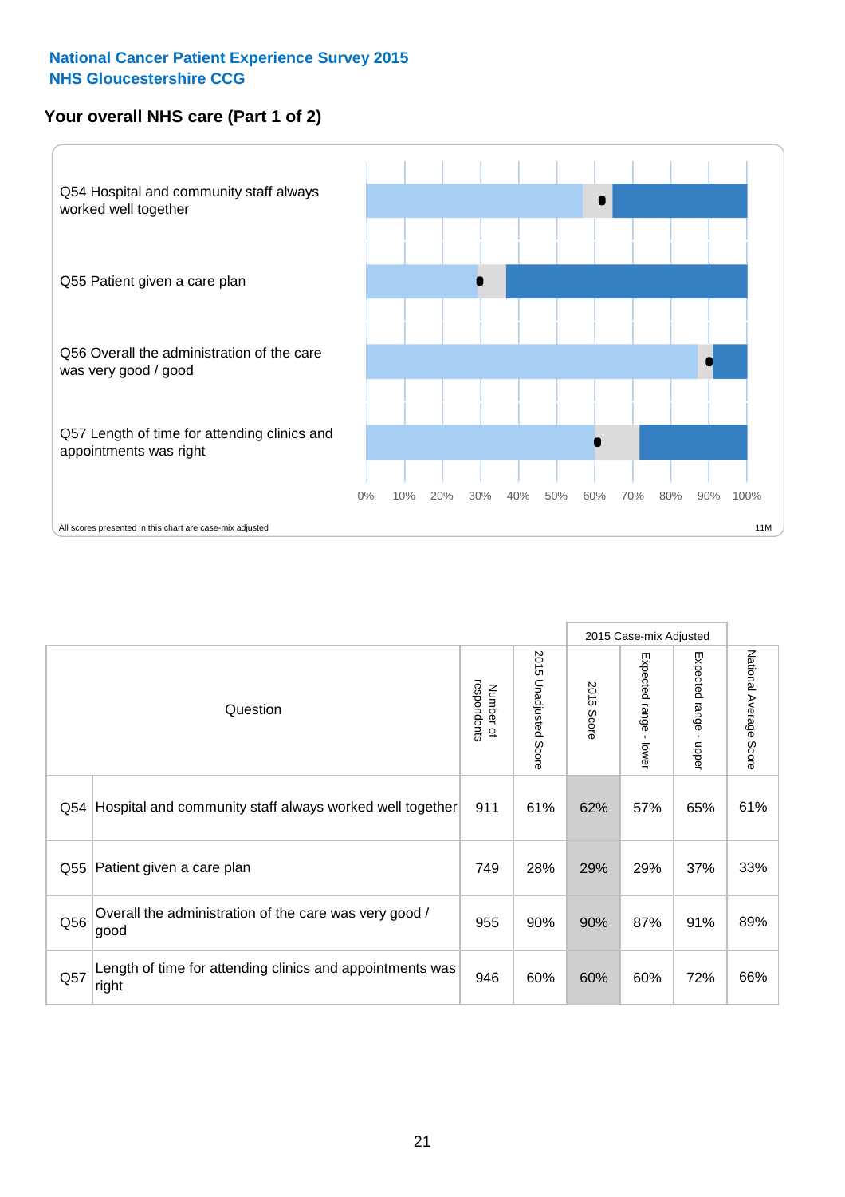**National Cancer Patient Experience Survey 2015**
**NHS Gloucestershire CCG**

## Your overall NHS care (Part 1 of 2)

Q54 Hospital and community staff always worked well together

Q55 Patient given a care plan

Q56 Overall the administration of the care was very good / good

Q57 Length of time for attending clinics and appointments was right

0% 10% 20% 30% 40% 50% 60% 70% 80% 90% 100%

All scores presented in this chart are case-mix adjusted

11M

| Question | | Number of respondents | 2015 Unadjusted Score | 2015 Case-mix Adjusted: 2015 Score | 2015 Case-mix Adjusted: Expected range - lower | 2015 Case-mix Adjusted: Expected range - upper | National Average Score |
|---|---|---|---|---|---|---|---|
| Q54 | Hospital and community staff always worked well together | 911 | 61% | 62% | 57% | 65% | 61% |
| Q55 | Patient given a care plan | 749 | 28% | 29% | 29% | 37% | 33% |
| Q56 | Overall the administration of the care was very good / good | 955 | 90% | 90% | 87% | 91% | 89% |
| Q57 | Length of time for attending clinics and appointments was right | 946 | 60% | 60% | 60% | 72% | 66% |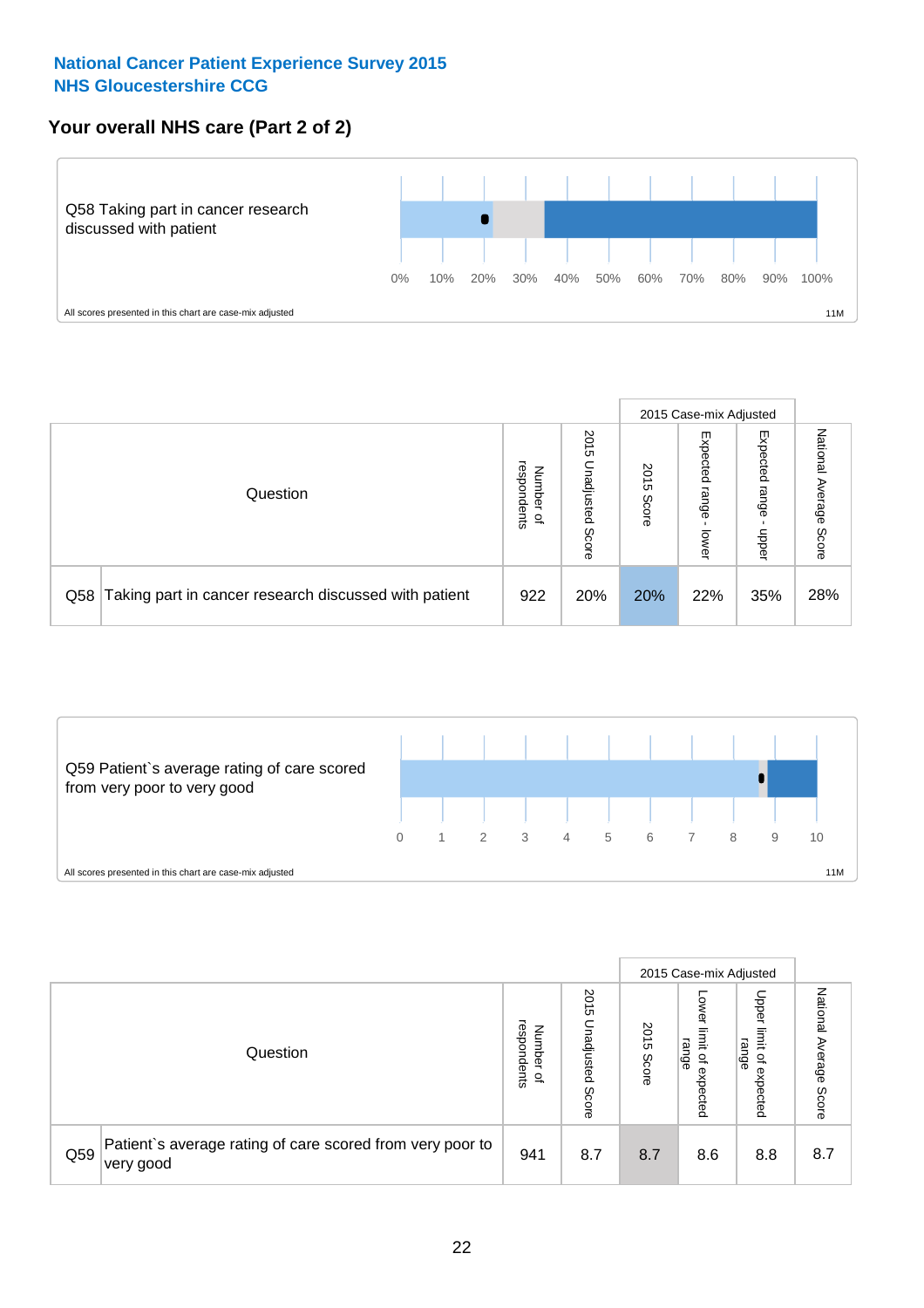## National Cancer Patient Experience Survey 2015
## NHS Gloucestershire CCG

### Your overall NHS care (Part 2 of 2)

Q58 Taking part in cancer research discussed with patient

0% 10% 20% 30% 40% 50% 60% 70% 80% 90% 100%

All scores presented in this chart are case-mix adjusted

11M

| Question | | Number of respondents | 2015 Unadjusted Score | 2015 Case-mix Adjusted | | | National Average Score |
|---|---|---|---|---|---|---|---|
| | | | | 2015 Score | Expected range - lower | Expected range - upper | |
| Q58 | Taking part in cancer research discussed with patient | 922 | 20% | 20% | 22% | 35% | 28% |

Q59 Patient`s average rating of care scored from very poor to very good

0 1 2 3 4 5 6 7 8 9 10

All scores presented in this chart are case-mix adjusted

11M

| Question | | Number of respondents | 2015 Unadjusted Score | 2015 Case-mix Adjusted | | | National Average Score |
|---|---|---|---|---|---|---|---|
| | | | | 2015 Score | Lower limit of expected range | Upper limit of expected range | |
| Q59 | Patient`s average rating of care scored from very poor to very good | 941 | 8.7 | 8.7 | 8.6 | 8.8 | 8.7 |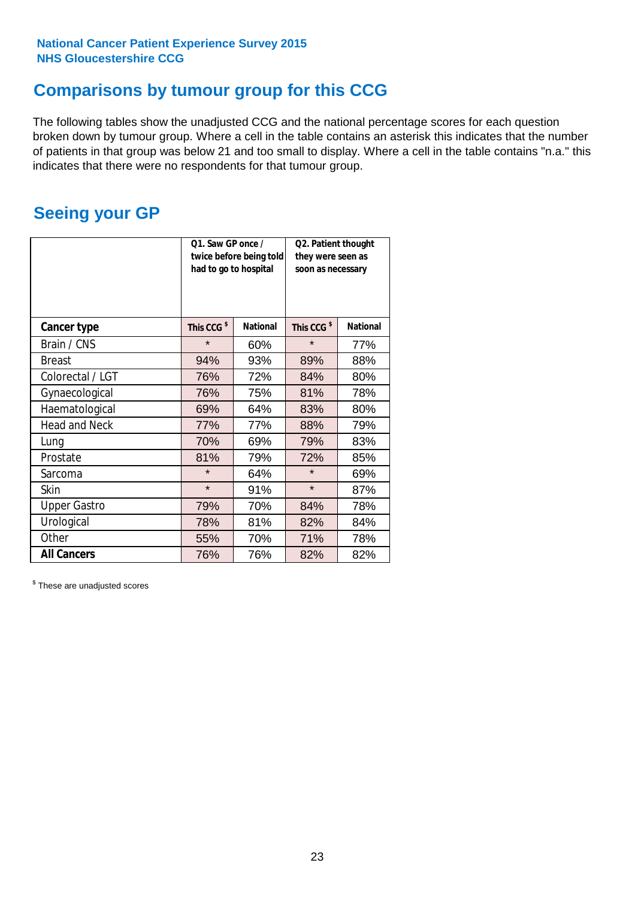**National Cancer Patient Experience Survey 2015**
**NHS Gloucestershire CCG**

# Comparisons by tumour group for this CCG

The following tables show the unadjusted CCG and the national percentage scores for each question broken down by tumour group. Where a cell in the table contains an asterisk this indicates that the number of patients in that group was below 21 and too small to display. Where a cell in the table contains "n.a." this indicates that there were no respondents for that tumour group.

## Seeing your GP

| | Q1. Saw GP once / twice before being told had to go to hospital | | Q2. Patient thought they were seen as soon as necessary | |
|---|---|---|---|---|
| **Cancer type** | **This CCG $** | **National** | **This CCG $** | **National** |
| Brain / CNS | * | 60% | * | 77% |
| Breast | 94% | 93% | 89% | 88% |
| Colorectal / LGT | 76% | 72% | 84% | 80% |
| Gynaecological | 76% | 75% | 81% | 78% |
| Haematological | 69% | 64% | 83% | 80% |
| Head and Neck | 77% | 77% | 88% | 79% |
| Lung | 70% | 69% | 79% | 83% |
| Prostate | 81% | 79% | 72% | 85% |
| Sarcoma | * | 64% | * | 69% |
| Skin | * | 91% | * | 87% |
| Upper Gastro | 79% | 70% | 84% | 78% |
| Urological | 78% | 81% | 82% | 84% |
| Other | 55% | 70% | 71% | 78% |
| **All Cancers** | 76% | 76% | 82% | 82% |

$ These are unadjusted scores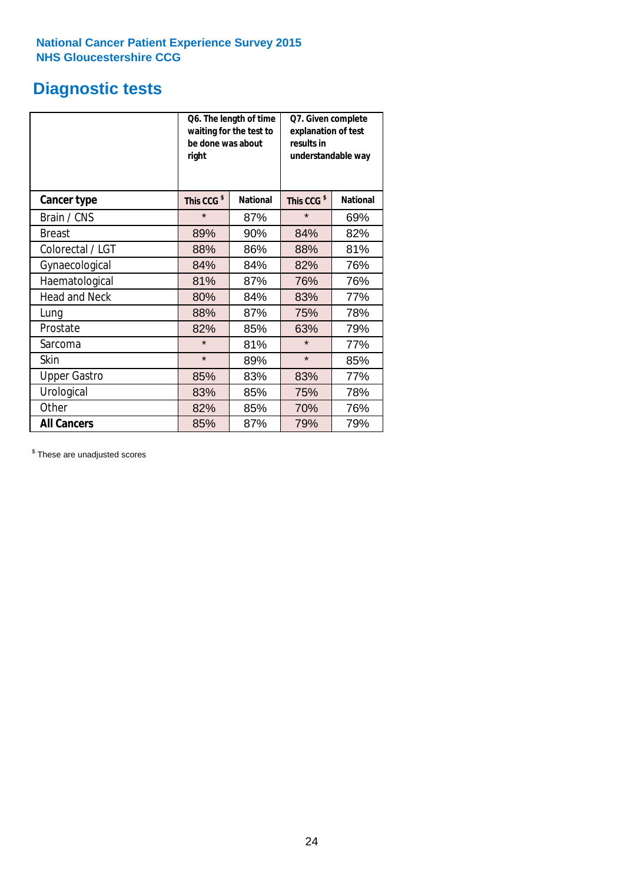**National Cancer Patient Experience Survey 2015**
**NHS Gloucestershire CCG**

# Diagnostic tests

| | Q6. The length of time waiting for the test to be done was about right | | Q7. Given complete explanation of test results in understandable way | |
|---|---|---|---|---|
| **Cancer type** | **This CCG $** | **National** | **This CCG $** | **National** |
| Brain / CNS | * | 87% | * | 69% |
| Breast | 89% | 90% | 84% | 82% |
| Colorectal / LGT | 88% | 86% | 88% | 81% |
| Gynaecological | 84% | 84% | 82% | 76% |
| Haematological | 81% | 87% | 76% | 76% |
| Head and Neck | 80% | 84% | 83% | 77% |
| Lung | 88% | 87% | 75% | 78% |
| Prostate | 82% | 85% | 63% | 79% |
| Sarcoma | * | 81% | * | 77% |
| Skin | * | 89% | * | 85% |
| Upper Gastro | 85% | 83% | 83% | 77% |
| Urological | 83% | 85% | 75% | 78% |
| Other | 82% | 85% | 70% | 76% |
| **All Cancers** | 85% | 87% | 79% | 79% |

$ These are unadjusted scores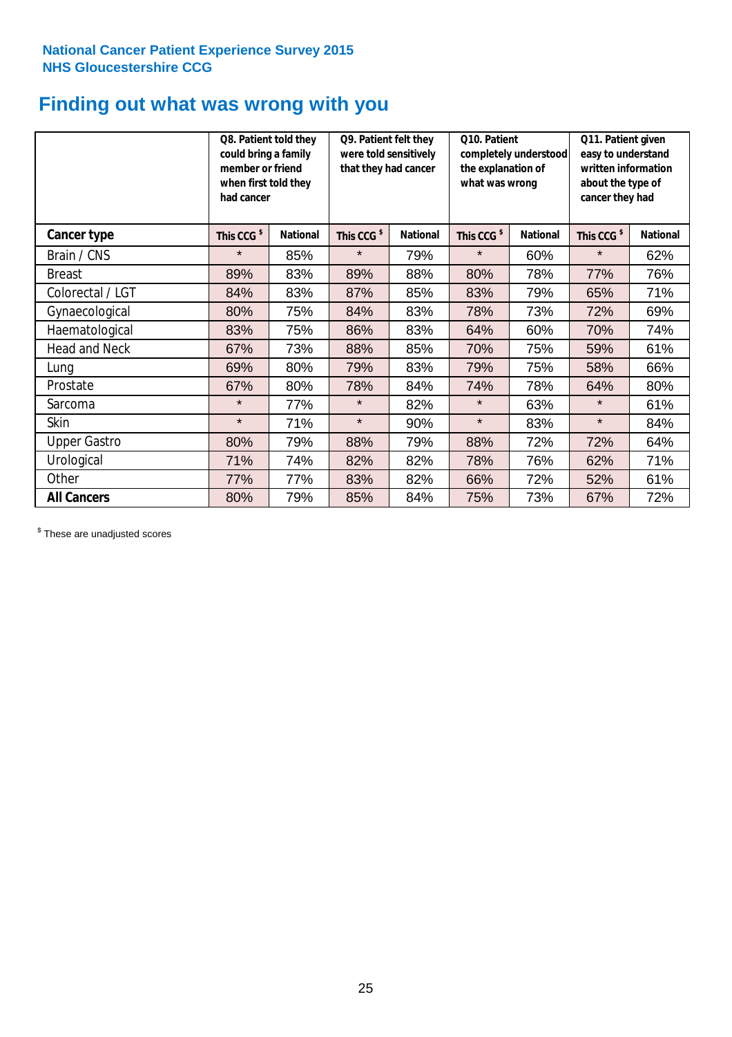National Cancer Patient Experience Survey 2015
NHS Gloucestershire CCG

# Finding out what was wrong with you

| | Q8. Patient told they could bring a family member or friend when first told they had cancer | | Q9. Patient felt they were told sensitively that they had cancer | | Q10. Patient completely understood the explanation of what was wrong | | Q11. Patient given easy to understand written information about the type of cancer they had | |
|---|---|---|---|---|---|---|---|---|
| **Cancer type** | This CCG $ | National | This CCG $ | National | This CCG $ | National | This CCG $ | National |
| Brain / CNS | * | 85% | * | 79% | * | 60% | * | 62% |
| Breast | 89% | 83% | 89% | 88% | 80% | 78% | 77% | 76% |
| Colorectal / LGT | 84% | 83% | 87% | 85% | 83% | 79% | 65% | 71% |
| Gynaecological | 80% | 75% | 84% | 83% | 78% | 73% | 72% | 69% |
| Haematological | 83% | 75% | 86% | 83% | 64% | 60% | 70% | 74% |
| Head and Neck | 67% | 73% | 88% | 85% | 70% | 75% | 59% | 61% |
| Lung | 69% | 80% | 79% | 83% | 79% | 75% | 58% | 66% |
| Prostate | 67% | 80% | 78% | 84% | 74% | 78% | 64% | 80% |
| Sarcoma | * | 77% | * | 82% | * | 63% | * | 61% |
| Skin | * | 71% | * | 90% | * | 83% | * | 84% |
| Upper Gastro | 80% | 79% | 88% | 79% | 88% | 72% | 72% | 64% |
| Urological | 71% | 74% | 82% | 82% | 78% | 76% | 62% | 71% |
| Other | 77% | 77% | 83% | 82% | 66% | 72% | 52% | 61% |
| **All Cancers** | 80% | 79% | 85% | 84% | 75% | 73% | 67% | 72% |

$ These are unadjusted scores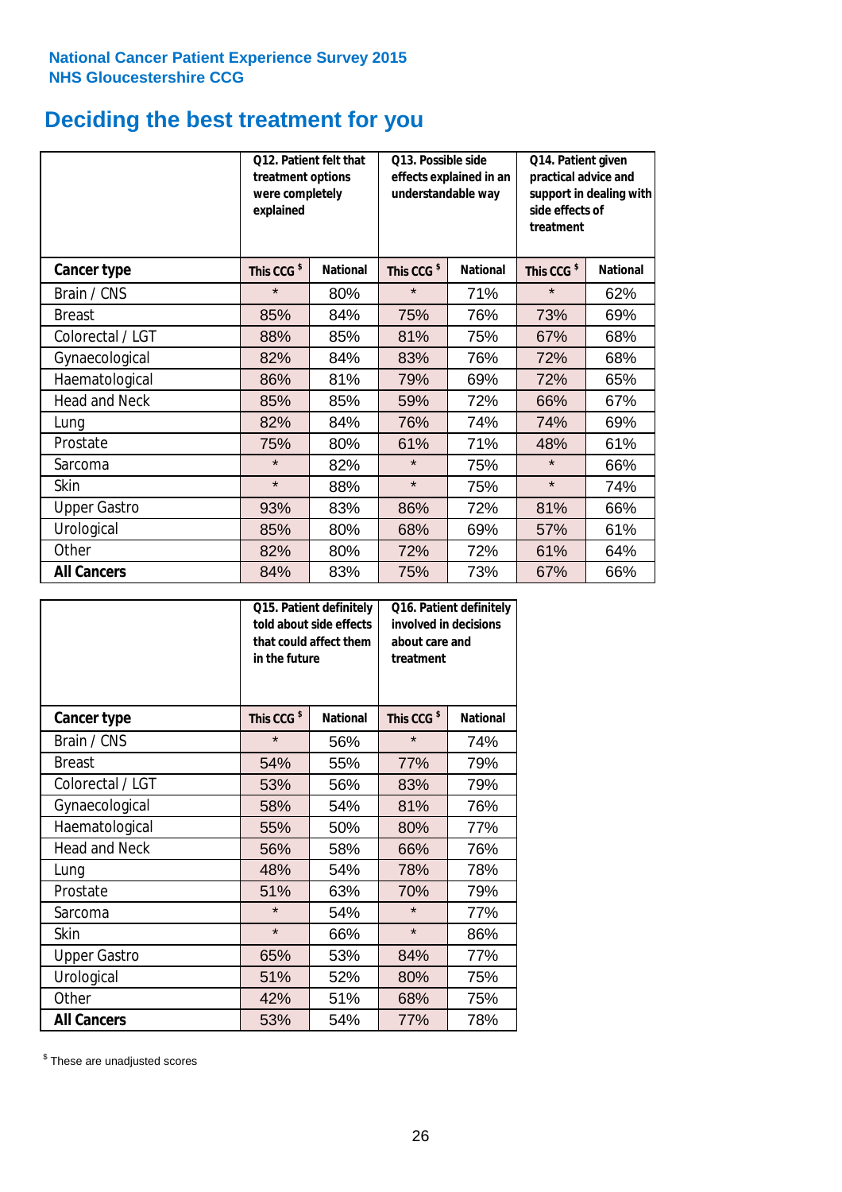National Cancer Patient Experience Survey 2015
NHS Gloucestershire CCG

# Deciding the best treatment for you

| | Q12. Patient felt that treatment options were completely explained | | Q13. Possible side effects explained in an understandable way | | Q14. Patient given practical advice and support in dealing with side effects of treatment | |
|---|---|---|---|---|---|---|
| **Cancer type** | **This CCG $** | **National** | **This CCG $** | **National** | **This CCG $** | **National** |
| Brain / CNS | * | 80% | * | 71% | * | 62% |
| Breast | 85% | 84% | 75% | 76% | 73% | 69% |
| Colorectal / LGT | 88% | 85% | 81% | 75% | 67% | 68% |
| Gynaecological | 82% | 84% | 83% | 76% | 72% | 68% |
| Haematological | 86% | 81% | 79% | 69% | 72% | 65% |
| Head and Neck | 85% | 85% | 59% | 72% | 66% | 67% |
| Lung | 82% | 84% | 76% | 74% | 74% | 69% |
| Prostate | 75% | 80% | 61% | 71% | 48% | 61% |
| Sarcoma | * | 82% | * | 75% | * | 66% |
| Skin | * | 88% | * | 75% | * | 74% |
| Upper Gastro | 93% | 83% | 86% | 72% | 81% | 66% |
| Urological | 85% | 80% | 68% | 69% | 57% | 61% |
| Other | 82% | 80% | 72% | 72% | 61% | 64% |
| **All Cancers** | 84% | 83% | 75% | 73% | 67% | 66% |

| | Q15. Patient definitely told about side effects that could affect them in the future | | Q16. Patient definitely involved in decisions about care and treatment | |
|---|---|---|---|---|
| **Cancer type** | **This CCG $** | **National** | **This CCG $** | **National** |
| Brain / CNS | * | 56% | * | 74% |
| Breast | 54% | 55% | 77% | 79% |
| Colorectal / LGT | 53% | 56% | 83% | 79% |
| Gynaecological | 58% | 54% | 81% | 76% |
| Haematological | 55% | 50% | 80% | 77% |
| Head and Neck | 56% | 58% | 66% | 76% |
| Lung | 48% | 54% | 78% | 78% |
| Prostate | 51% | 63% | 70% | 79% |
| Sarcoma | * | 54% | * | 77% |
| Skin | * | 66% | * | 86% |
| Upper Gastro | 65% | 53% | 84% | 77% |
| Urological | 51% | 52% | 80% | 75% |
| Other | 42% | 51% | 68% | 75% |
| **All Cancers** | 53% | 54% | 77% | 78% |

$ These are unadjusted scores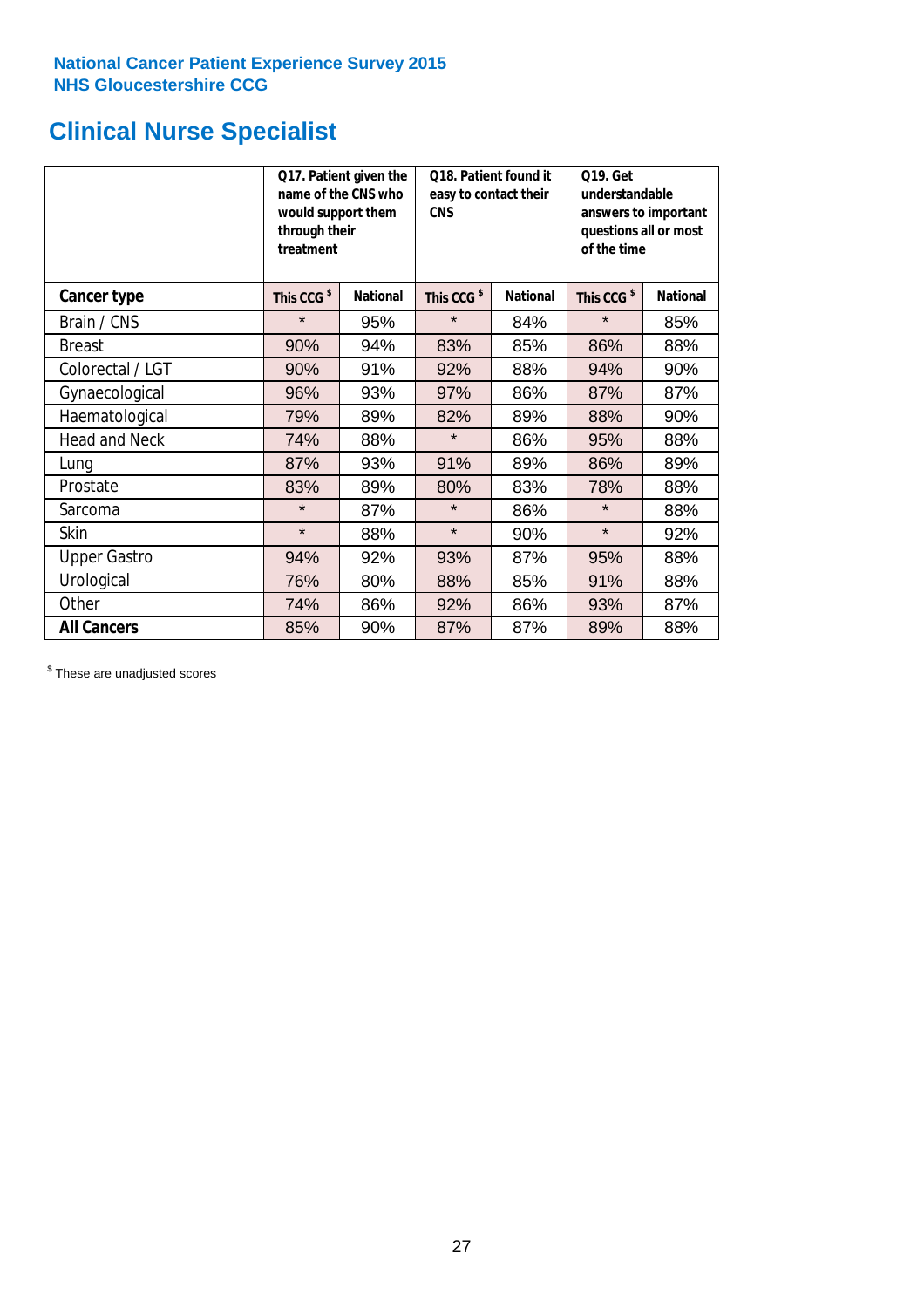National Cancer Patient Experience Survey 2015
NHS Gloucestershire CCG

# Clinical Nurse Specialist

| | Q17. Patient given the name of the CNS who would support them through their treatment | | Q18. Patient found it easy to contact their CNS | | Q19. Get understandable answers to important questions all or most of the time | |
|---|---|---|---|---|---|---|
| **Cancer type** | This CCG $ | National | This CCG $ | National | This CCG $ | National |
| Brain / CNS | * | 95% | * | 84% | * | 85% |
| Breast | 90% | 94% | 83% | 85% | 86% | 88% |
| Colorectal / LGT | 90% | 91% | 92% | 88% | 94% | 90% |
| Gynaecological | 96% | 93% | 97% | 86% | 87% | 87% |
| Haematological | 79% | 89% | 82% | 89% | 88% | 90% |
| Head and Neck | 74% | 88% | * | 86% | 95% | 88% |
| Lung | 87% | 93% | 91% | 89% | 86% | 89% |
| Prostate | 83% | 89% | 80% | 83% | 78% | 88% |
| Sarcoma | * | 87% | * | 86% | * | 88% |
| Skin | * | 88% | * | 90% | * | 92% |
| Upper Gastro | 94% | 92% | 93% | 87% | 95% | 88% |
| Urological | 76% | 80% | 88% | 85% | 91% | 88% |
| Other | 74% | 86% | 92% | 86% | 93% | 87% |
| **All Cancers** | 85% | 90% | 87% | 87% | 89% | 88% |

$ These are unadjusted scores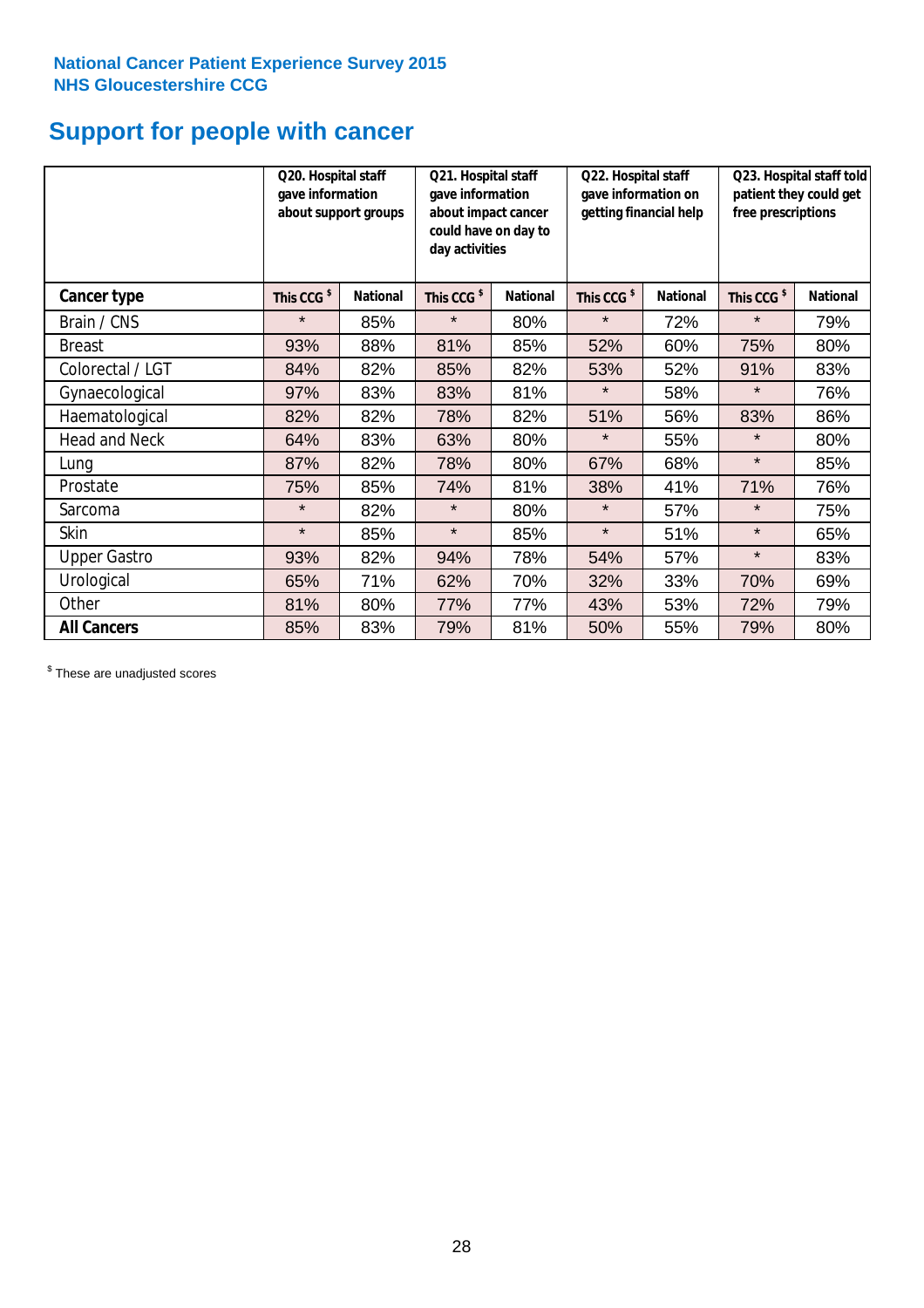**National Cancer Patient Experience Survey 2015**
**NHS Gloucestershire CCG**

# Support for people with cancer

| | Q20. Hospital staff gave information about support groups | | Q21. Hospital staff gave information about impact cancer could have on day to day activities | | Q22. Hospital staff gave information on getting financial help | | Q23. Hospital staff told patient they could get free prescriptions | |
|---|---|---|---|---|---|---|---|---|
| **Cancer type** | **This CCG $** | **National** | **This CCG $** | **National** | **This CCG $** | **National** | **This CCG $** | **National** |
| Brain / CNS | * | 85% | * | 80% | * | 72% | * | 79% |
| Breast | 93% | 88% | 81% | 85% | 52% | 60% | 75% | 80% |
| Colorectal / LGT | 84% | 82% | 85% | 82% | 53% | 52% | 91% | 83% |
| Gynaecological | 97% | 83% | 83% | 81% | * | 58% | * | 76% |
| Haematological | 82% | 82% | 78% | 82% | 51% | 56% | 83% | 86% |
| Head and Neck | 64% | 83% | 63% | 80% | * | 55% | * | 80% |
| Lung | 87% | 82% | 78% | 80% | 67% | 68% | * | 85% |
| Prostate | 75% | 85% | 74% | 81% | 38% | 41% | 71% | 76% |
| Sarcoma | * | 82% | * | 80% | * | 57% | * | 75% |
| Skin | * | 85% | * | 85% | * | 51% | * | 65% |
| Upper Gastro | 93% | 82% | 94% | 78% | 54% | 57% | * | 83% |
| Urological | 65% | 71% | 62% | 70% | 32% | 33% | 70% | 69% |
| Other | 81% | 80% | 77% | 77% | 43% | 53% | 72% | 79% |
| **All Cancers** | 85% | 83% | 79% | 81% | 50% | 55% | 79% | 80% |

$ These are unadjusted scores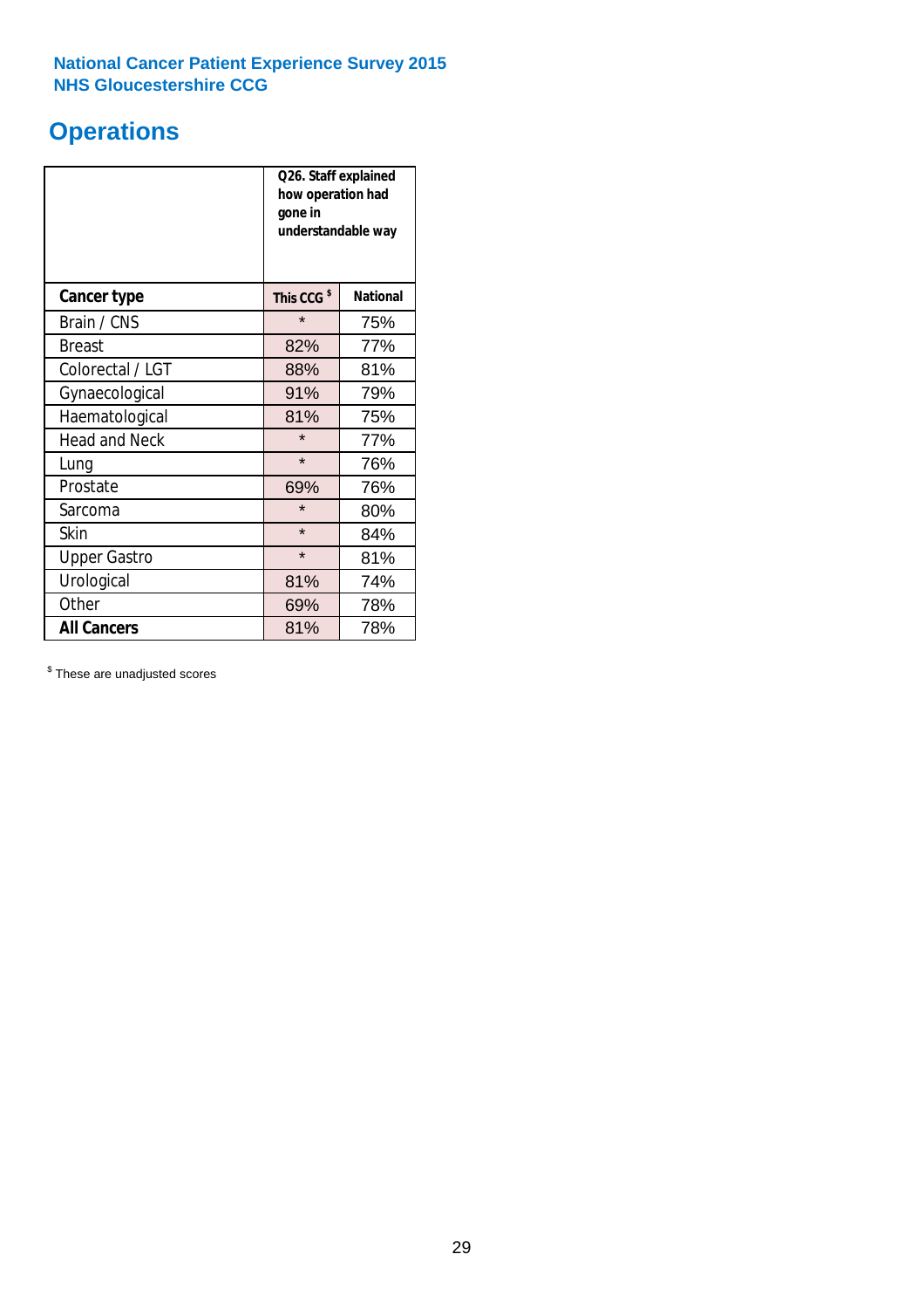National Cancer Patient Experience Survey 2015
NHS Gloucestershire CCG

# Operations

| | Q26. Staff explained how operation had gone in understandable way | |
|---|---|---|
| **Cancer type** | **This CCG $** | **National** |
| Brain / CNS | * | 75% |
| Breast | 82% | 77% |
| Colorectal / LGT | 88% | 81% |
| Gynaecological | 91% | 79% |
| Haematological | 81% | 75% |
| Head and Neck | * | 77% |
| Lung | * | 76% |
| Prostate | 69% | 76% |
| Sarcoma | * | 80% |
| Skin | * | 84% |
| Upper Gastro | * | 81% |
| Urological | 81% | 74% |
| Other | 69% | 78% |
| **All Cancers** | 81% | 78% |

$ These are unadjusted scores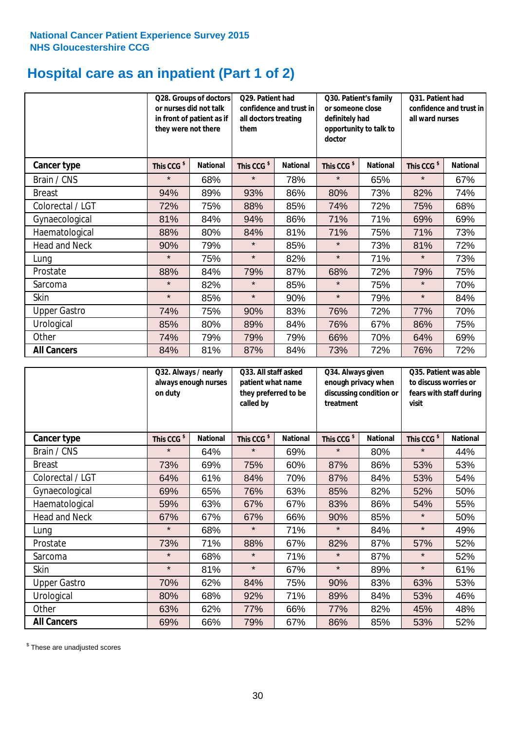National Cancer Patient Experience Survey 2015
NHS Gloucestershire CCG

# Hospital care as an inpatient (Part 1 of 2)

| | Q28. Groups of doctors or nurses did not talk in front of patient as if they were not there | | Q29. Patient had confidence and trust in all doctors treating them | | Q30. Patient's family or someone close definitely had opportunity to talk to doctor | | Q31. Patient had confidence and trust in all ward nurses | |
|---|---|---|---|---|---|---|---|---|
| **Cancer type** | This CCG $ | National | This CCG $ | National | This CCG $ | National | This CCG $ | National |
| Brain / CNS | * | 68% | * | 78% | * | 65% | * | 67% |
| Breast | 94% | 89% | 93% | 86% | 80% | 73% | 82% | 74% |
| Colorectal / LGT | 72% | 75% | 88% | 85% | 74% | 72% | 75% | 68% |
| Gynaecological | 81% | 84% | 94% | 86% | 71% | 71% | 69% | 69% |
| Haematological | 88% | 80% | 84% | 81% | 71% | 75% | 71% | 73% |
| Head and Neck | 90% | 79% | * | 85% | * | 73% | 81% | 72% |
| Lung | * | 75% | * | 82% | * | 71% | * | 73% |
| Prostate | 88% | 84% | 79% | 87% | 68% | 72% | 79% | 75% |
| Sarcoma | * | 82% | * | 85% | * | 75% | * | 70% |
| Skin | * | 85% | * | 90% | * | 79% | * | 84% |
| Upper Gastro | 74% | 75% | 90% | 83% | 76% | 72% | 77% | 70% |
| Urological | 85% | 80% | 89% | 84% | 76% | 67% | 86% | 75% |
| Other | 74% | 79% | 79% | 79% | 66% | 70% | 64% | 69% |
| **All Cancers** | 84% | 81% | 87% | 84% | 73% | 72% | 76% | 72% |

| | Q32. Always / nearly always enough nurses on duty | | Q33. All staff asked patient what name they preferred to be called by | | Q34. Always given enough privacy when discussing condition or treatment | | Q35. Patient was able to discuss worries or fears with staff during visit | |
|---|---|---|---|---|---|---|---|---|
| **Cancer type** | This CCG $ | National | This CCG $ | National | This CCG $ | National | This CCG $ | National |
| Brain / CNS | * | 64% | * | 69% | * | 80% | * | 44% |
| Breast | 73% | 69% | 75% | 60% | 87% | 86% | 53% | 53% |
| Colorectal / LGT | 64% | 61% | 84% | 70% | 87% | 84% | 53% | 54% |
| Gynaecological | 69% | 65% | 76% | 63% | 85% | 82% | 52% | 50% |
| Haematological | 59% | 63% | 67% | 67% | 83% | 86% | 54% | 55% |
| Head and Neck | 67% | 67% | 67% | 66% | 90% | 85% | * | 50% |
| Lung | * | 68% | * | 71% | * | 84% | * | 49% |
| Prostate | 73% | 71% | 88% | 67% | 82% | 87% | 57% | 52% |
| Sarcoma | * | 68% | * | 71% | * | 87% | * | 52% |
| Skin | * | 81% | * | 67% | * | 89% | * | 61% |
| Upper Gastro | 70% | 62% | 84% | 75% | 90% | 83% | 63% | 53% |
| Urological | 80% | 68% | 92% | 71% | 89% | 84% | 53% | 46% |
| Other | 63% | 62% | 77% | 66% | 77% | 82% | 45% | 48% |
| **All Cancers** | 69% | 66% | 79% | 67% | 86% | 85% | 53% | 52% |

$ These are unadjusted scores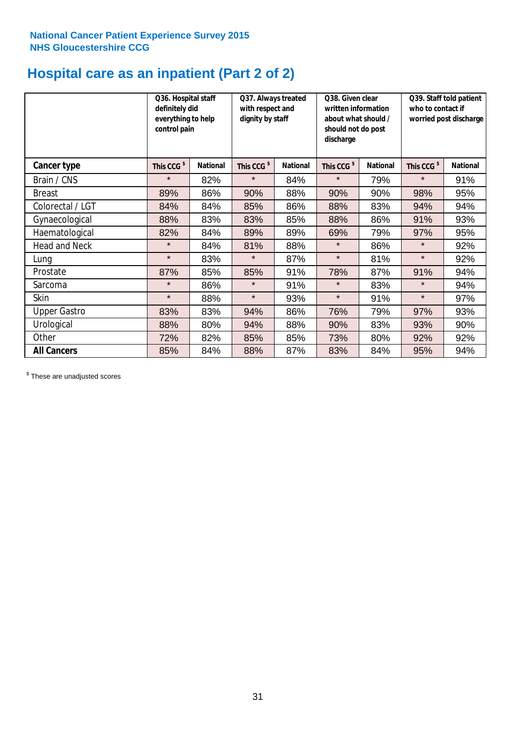**National Cancer Patient Experience Survey 2015**
**NHS Gloucestershire CCG**

# Hospital care as an inpatient (Part 2 of 2)

| | Q36. Hospital staff definitely did everything to help control pain | | Q37. Always treated with respect and dignity by staff | | Q38. Given clear written information about what should / should not do post discharge | | Q39. Staff told patient who to contact if worried post discharge | |
|---|---|---|---|---|---|---|---|---|
| **Cancer type** | This CCG $ | National | This CCG $ | National | This CCG $ | National | This CCG $ | National |
| Brain / CNS | * | 82% | * | 84% | * | 79% | * | 91% |
| Breast | 89% | 86% | 90% | 88% | 90% | 90% | 98% | 95% |
| Colorectal / LGT | 84% | 84% | 85% | 86% | 88% | 83% | 94% | 94% |
| Gynaecological | 88% | 83% | 83% | 85% | 88% | 86% | 91% | 93% |
| Haematological | 82% | 84% | 89% | 89% | 69% | 79% | 97% | 95% |
| Head and Neck | * | 84% | 81% | 88% | * | 86% | * | 92% |
| Lung | * | 83% | * | 87% | * | 81% | * | 92% |
| Prostate | 87% | 85% | 85% | 91% | 78% | 87% | 91% | 94% |
| Sarcoma | * | 86% | * | 91% | * | 83% | * | 94% |
| Skin | * | 88% | * | 93% | * | 91% | * | 97% |
| Upper Gastro | 83% | 83% | 94% | 86% | 76% | 79% | 97% | 93% |
| Urological | 88% | 80% | 94% | 88% | 90% | 83% | 93% | 90% |
| Other | 72% | 82% | 85% | 85% | 73% | 80% | 92% | 92% |
| **All Cancers** | 85% | 84% | 88% | 87% | 83% | 84% | 95% | 94% |

$ These are unadjusted scores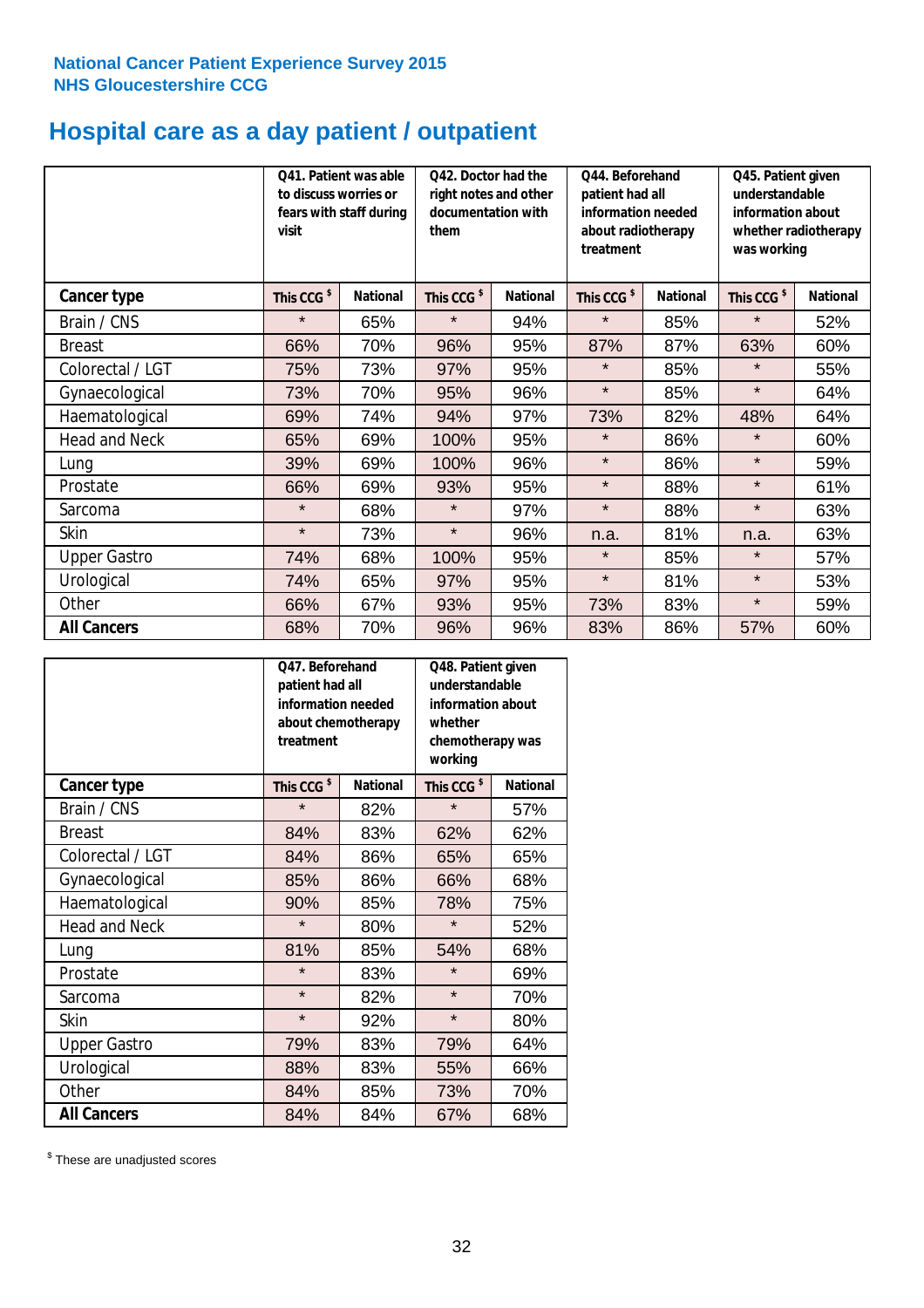**National Cancer Patient Experience Survey 2015**
**NHS Gloucestershire CCG**

# Hospital care as a day patient / outpatient

| | Q41. Patient was able to discuss worries or fears with staff during visit | | Q42. Doctor had the right notes and other documentation with them | | Q44. Beforehand patient had all information needed about radiotherapy treatment | | Q45. Patient given understandable information about whether radiotherapy was working | |
|---|---|---|---|---|---|---|---|---|
| **Cancer type** | **This CCG $** | **National** | **This CCG $** | **National** | **This CCG $** | **National** | **This CCG $** | **National** |
| Brain / CNS | * | 65% | * | 94% | * | 85% | * | 52% |
| Breast | 66% | 70% | 96% | 95% | 87% | 87% | 63% | 60% |
| Colorectal / LGT | 75% | 73% | 97% | 95% | * | 85% | * | 55% |
| Gynaecological | 73% | 70% | 95% | 96% | * | 85% | * | 64% |
| Haematological | 69% | 74% | 94% | 97% | 73% | 82% | 48% | 64% |
| Head and Neck | 65% | 69% | 100% | 95% | * | 86% | * | 60% |
| Lung | 39% | 69% | 100% | 96% | * | 86% | * | 59% |
| Prostate | 66% | 69% | 93% | 95% | * | 88% | * | 61% |
| Sarcoma | * | 68% | * | 97% | * | 88% | * | 63% |
| Skin | * | 73% | * | 96% | n.a. | 81% | n.a. | 63% |
| Upper Gastro | 74% | 68% | 100% | 95% | * | 85% | * | 57% |
| Urological | 74% | 65% | 97% | 95% | * | 81% | * | 53% |
| Other | 66% | 67% | 93% | 95% | 73% | 83% | * | 59% |
| **All Cancers** | 68% | 70% | 96% | 96% | 83% | 86% | 57% | 60% |

| | Q47. Beforehand patient had all information needed about chemotherapy treatment | | Q48. Patient given understandable information about whether chemotherapy was working | |
|---|---|---|---|---|
| **Cancer type** | **This CCG $** | **National** | **This CCG $** | **National** |
| Brain / CNS | * | 82% | * | 57% |
| Breast | 84% | 83% | 62% | 62% |
| Colorectal / LGT | 84% | 86% | 65% | 65% |
| Gynaecological | 85% | 86% | 66% | 68% |
| Haematological | 90% | 85% | 78% | 75% |
| Head and Neck | * | 80% | * | 52% |
| Lung | 81% | 85% | 54% | 68% |
| Prostate | * | 83% | * | 69% |
| Sarcoma | * | 82% | * | 70% |
| Skin | * | 92% | * | 80% |
| Upper Gastro | 79% | 83% | 79% | 64% |
| Urological | 88% | 83% | 55% | 66% |
| Other | 84% | 85% | 73% | 70% |
| **All Cancers** | 84% | 84% | 67% | 68% |

$ These are unadjusted scores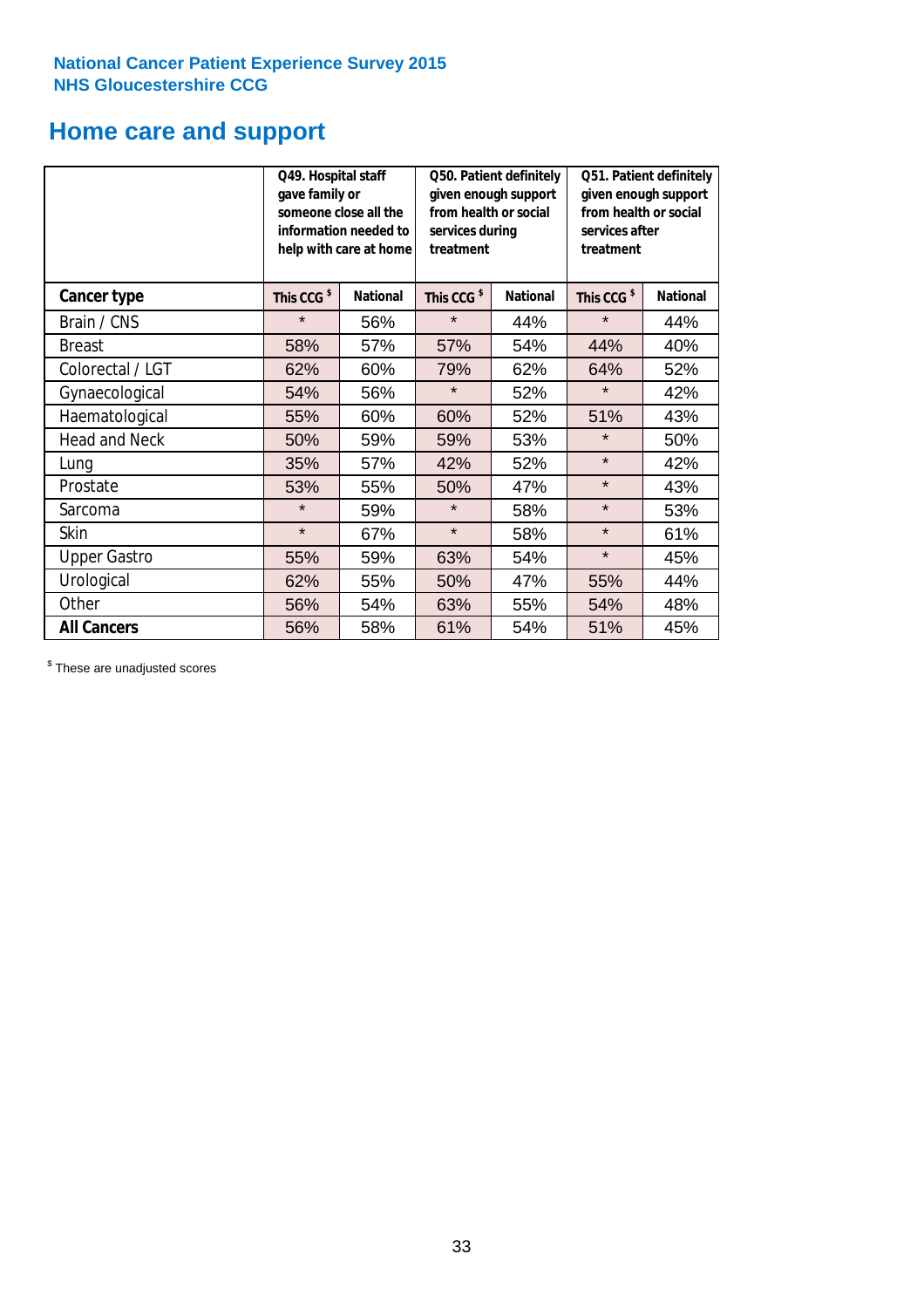National Cancer Patient Experience Survey 2015
NHS Gloucestershire CCG

# Home care and support

| | Q49. Hospital staff gave family or someone close all the information needed to help with care at home | | Q50. Patient definitely given enough support from health or social services during treatment | | Q51. Patient definitely given enough support from health or social services after treatment | |
|---|---|---|---|---|---|---|
| **Cancer type** | This CCG $ | National | This CCG $ | National | This CCG $ | National |
| Brain / CNS | * | 56% | * | 44% | * | 44% |
| Breast | 58% | 57% | 57% | 54% | 44% | 40% |
| Colorectal / LGT | 62% | 60% | 79% | 62% | 64% | 52% |
| Gynaecological | 54% | 56% | * | 52% | * | 42% |
| Haematological | 55% | 60% | 60% | 52% | 51% | 43% |
| Head and Neck | 50% | 59% | 59% | 53% | * | 50% |
| Lung | 35% | 57% | 42% | 52% | * | 42% |
| Prostate | 53% | 55% | 50% | 47% | * | 43% |
| Sarcoma | * | 59% | * | 58% | * | 53% |
| Skin | * | 67% | * | 58% | * | 61% |
| Upper Gastro | 55% | 59% | 63% | 54% | * | 45% |
| Urological | 62% | 55% | 50% | 47% | 55% | 44% |
| Other | 56% | 54% | 63% | 55% | 54% | 48% |
| **All Cancers** | 56% | 58% | 61% | 54% | 51% | 45% |

$ These are unadjusted scores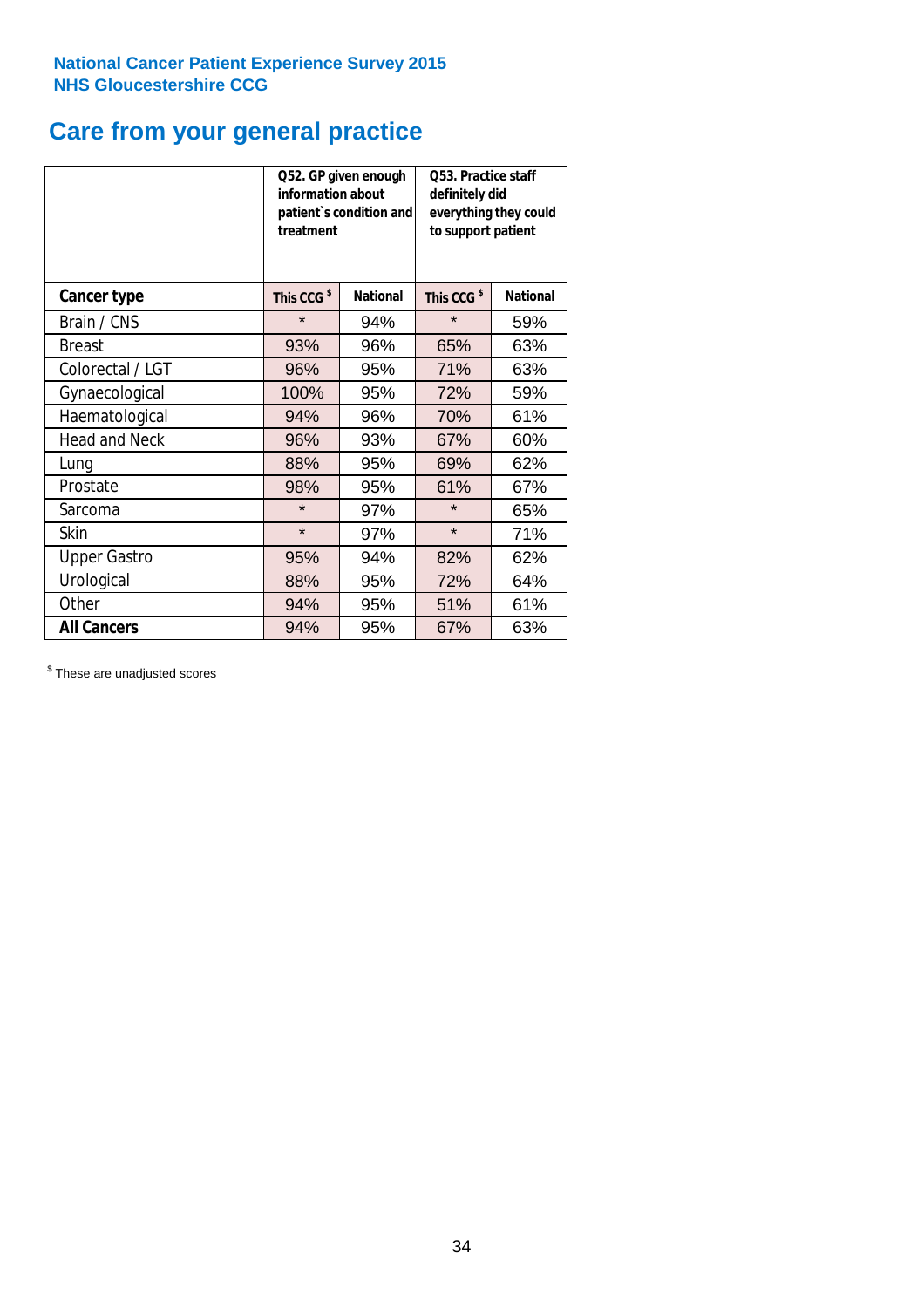**National Cancer Patient Experience Survey 2015**
**NHS Gloucestershire CCG**

# Care from your general practice

| | Q52. GP given enough information about patient`s condition and treatment | | Q53. Practice staff definitely did everything they could to support patient | |
|---|---|---|---|---|
| **Cancer type** | **This CCG $** | **National** | **This CCG $** | **National** |
| Brain / CNS | * | 94% | * | 59% |
| Breast | 93% | 96% | 65% | 63% |
| Colorectal / LGT | 96% | 95% | 71% | 63% |
| Gynaecological | 100% | 95% | 72% | 59% |
| Haematological | 94% | 96% | 70% | 61% |
| Head and Neck | 96% | 93% | 67% | 60% |
| Lung | 88% | 95% | 69% | 62% |
| Prostate | 98% | 95% | 61% | 67% |
| Sarcoma | * | 97% | * | 65% |
| Skin | * | 97% | * | 71% |
| Upper Gastro | 95% | 94% | 82% | 62% |
| Urological | 88% | 95% | 72% | 64% |
| Other | 94% | 95% | 51% | 61% |
| **All Cancers** | 94% | 95% | 67% | 63% |

$ These are unadjusted scores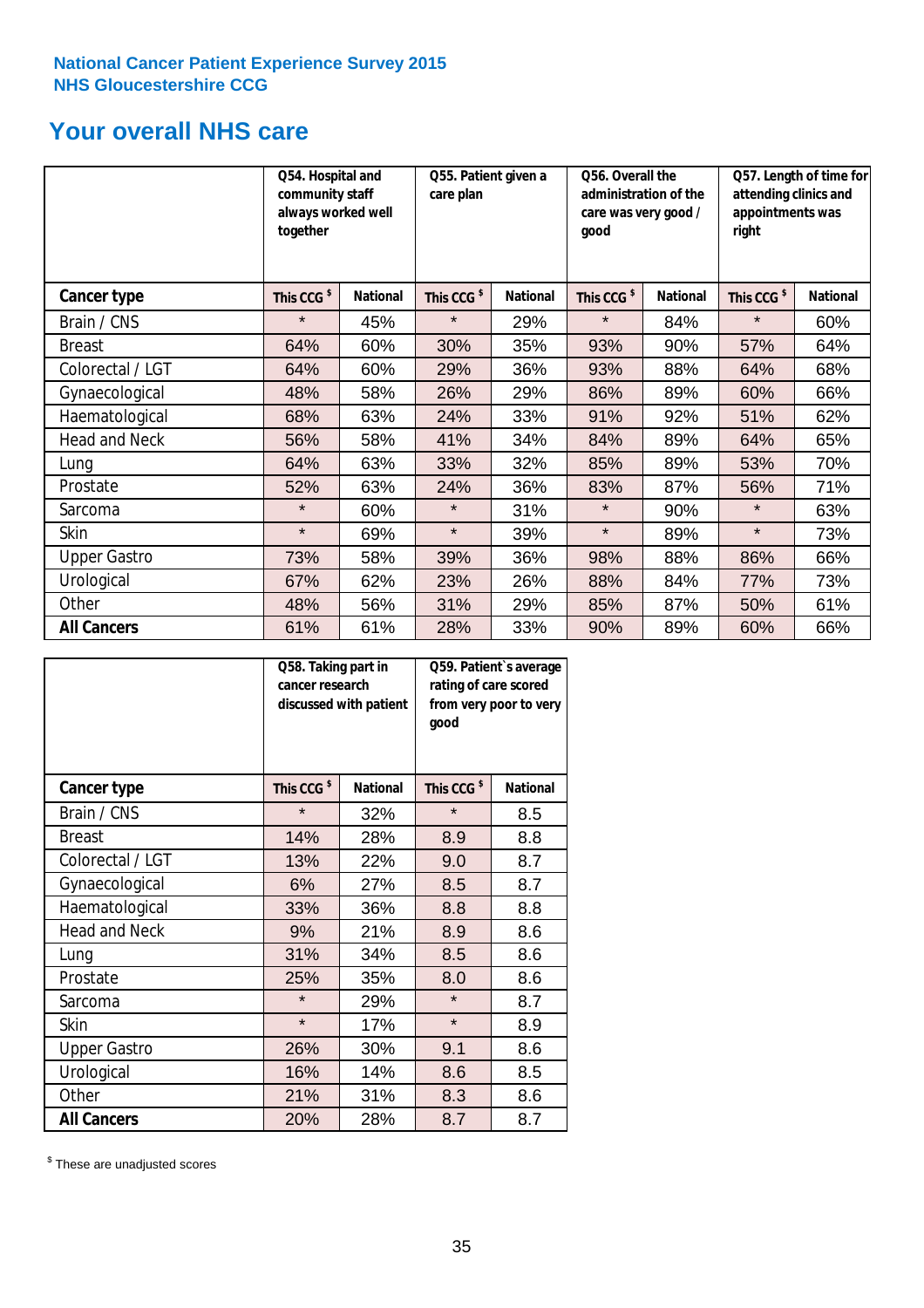**National Cancer Patient Experience Survey 2015**
**NHS Gloucestershire CCG**

## Your overall NHS care

| | Q54. Hospital and community staff always worked well together | | Q55. Patient given a care plan | | Q56. Overall the administration of the care was very good / good | | Q57. Length of time for attending clinics and appointments was right | |
|---|---|---|---|---|---|---|---|---|
| **Cancer type** | **This CCG $** | **National** | **This CCG $** | **National** | **This CCG $** | **National** | **This CCG $** | **National** |
| Brain / CNS | * | 45% | * | 29% | * | 84% | * | 60% |
| Breast | 64% | 60% | 30% | 35% | 93% | 90% | 57% | 64% |
| Colorectal / LGT | 64% | 60% | 29% | 36% | 93% | 88% | 64% | 68% |
| Gynaecological | 48% | 58% | 26% | 29% | 86% | 89% | 60% | 66% |
| Haematological | 68% | 63% | 24% | 33% | 91% | 92% | 51% | 62% |
| Head and Neck | 56% | 58% | 41% | 34% | 84% | 89% | 64% | 65% |
| Lung | 64% | 63% | 33% | 32% | 85% | 89% | 53% | 70% |
| Prostate | 52% | 63% | 24% | 36% | 83% | 87% | 56% | 71% |
| Sarcoma | * | 60% | * | 31% | * | 90% | * | 63% |
| Skin | * | 69% | * | 39% | * | 89% | * | 73% |
| Upper Gastro | 73% | 58% | 39% | 36% | 98% | 88% | 86% | 66% |
| Urological | 67% | 62% | 23% | 26% | 88% | 84% | 77% | 73% |
| Other | 48% | 56% | 31% | 29% | 85% | 87% | 50% | 61% |
| **All Cancers** | 61% | 61% | 28% | 33% | 90% | 89% | 60% | 66% |

| | Q58. Taking part in cancer research discussed with patient | | Q59. Patient`s average rating of care scored from very poor to very good | |
|---|---|---|---|---|
| **Cancer type** | **This CCG $** | **National** | **This CCG $** | **National** |
| Brain / CNS | * | 32% | * | 8.5 |
| Breast | 14% | 28% | 8.9 | 8.8 |
| Colorectal / LGT | 13% | 22% | 9.0 | 8.7 |
| Gynaecological | 6% | 27% | 8.5 | 8.7 |
| Haematological | 33% | 36% | 8.8 | 8.8 |
| Head and Neck | 9% | 21% | 8.9 | 8.6 |
| Lung | 31% | 34% | 8.5 | 8.6 |
| Prostate | 25% | 35% | 8.0 | 8.6 |
| Sarcoma | * | 29% | * | 8.7 |
| Skin | * | 17% | * | 8.9 |
| Upper Gastro | 26% | 30% | 9.1 | 8.6 |
| Urological | 16% | 14% | 8.6 | 8.5 |
| Other | 21% | 31% | 8.3 | 8.6 |
| **All Cancers** | 20% | 28% | 8.7 | 8.7 |

$ These are unadjusted scores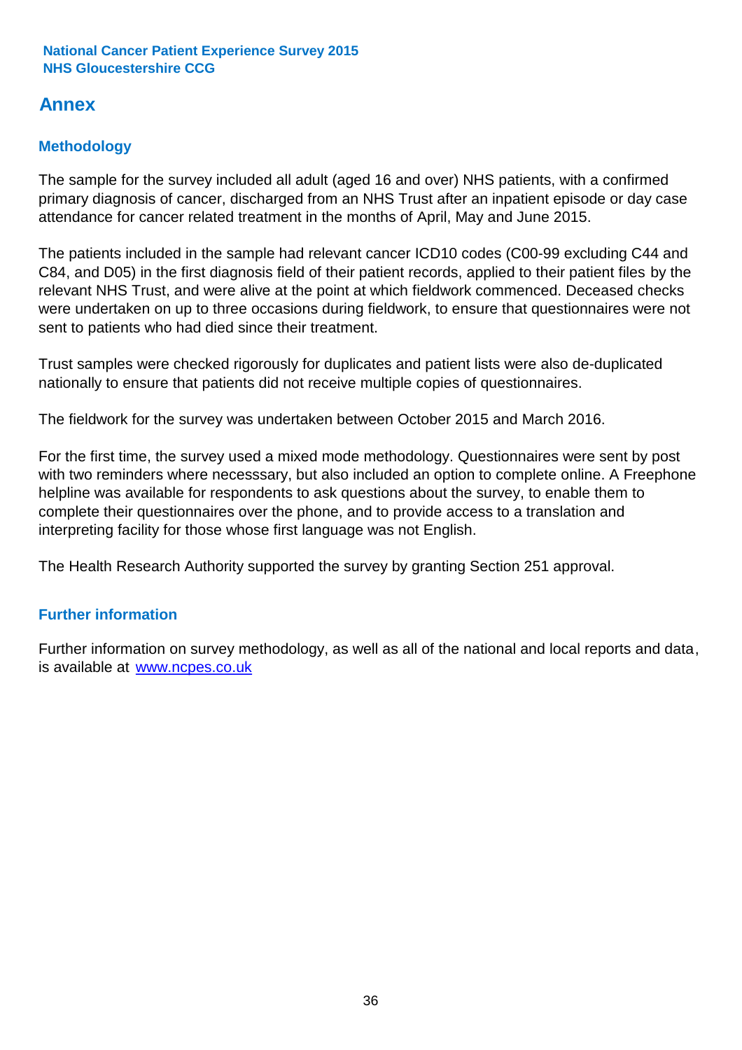National Cancer Patient Experience Survey 2015
NHS Gloucestershire CCG

# Annex

## Methodology

The sample for the survey included all adult (aged 16 and over) NHS patients, with a confirmed primary diagnosis of cancer, discharged from an NHS Trust after an inpatient episode or day case attendance for cancer related treatment in the months of April, May and June 2015.

The patients included in the sample had relevant cancer ICD10 codes (C00-99 excluding C44 and C84, and D05) in the first diagnosis field of their patient records, applied to their patient files by the relevant NHS Trust, and were alive at the point at which fieldwork commenced. Deceased checks were undertaken on up to three occasions during fieldwork, to ensure that questionnaires were not sent to patients who had died since their treatment.

Trust samples were checked rigorously for duplicates and patient lists were also de-duplicated nationally to ensure that patients did not receive multiple copies of questionnaires.

The fieldwork for the survey was undertaken between October 2015 and March 2016.

For the first time, the survey used a mixed mode methodology. Questionnaires were sent by post with two reminders where necesssary, but also included an option to complete online. A Freephone helpline was available for respondents to ask questions about the survey, to enable them to complete their questionnaires over the phone, and to provide access to a translation and interpreting facility for those whose first language was not English.

The Health Research Authority supported the survey by granting Section 251 approval.

## Further information

Further information on survey methodology, as well as all of the national and local reports and data, is available at [www.ncpes.co.uk](www.ncpes.co.uk)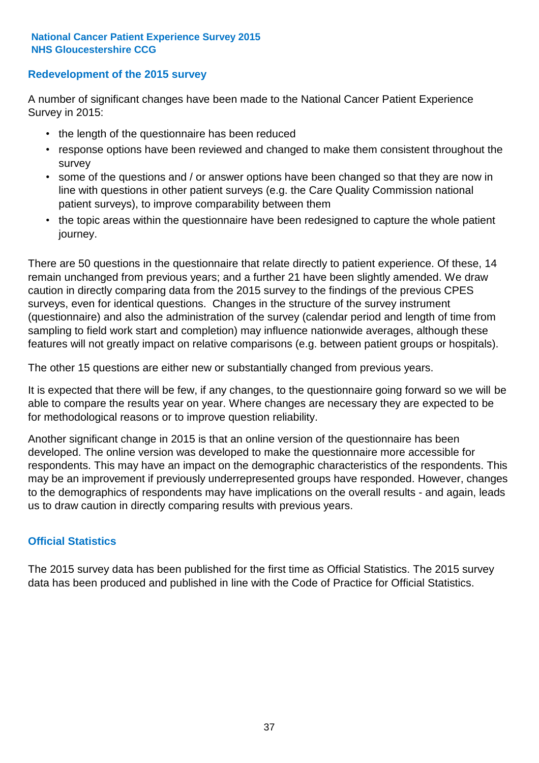## Redevelopment of the 2015 survey

A number of significant changes have been made to the National Cancer Patient Experience Survey in 2015:

- the length of the questionnaire has been reduced
- response options have been reviewed and changed to make them consistent throughout the survey
- some of the questions and / or answer options have been changed so that they are now in line with questions in other patient surveys (e.g. the Care Quality Commission national patient surveys), to improve comparability between them
- the topic areas within the questionnaire have been redesigned to capture the whole patient journey.

There are 50 questions in the questionnaire that relate directly to patient experience. Of these, 14 remain unchanged from previous years; and a further 21 have been slightly amended. We draw caution in directly comparing data from the 2015 survey to the findings of the previous CPES surveys, even for identical questions. Changes in the structure of the survey instrument (questionnaire) and also the administration of the survey (calendar period and length of time from sampling to field work start and completion) may influence nationwide averages, although these features will not greatly impact on relative comparisons (e.g. between patient groups or hospitals).

The other 15 questions are either new or substantially changed from previous years.

It is expected that there will be few, if any changes, to the questionnaire going forward so we will be able to compare the results year on year. Where changes are necessary they are expected to be for methodological reasons or to improve question reliability.

Another significant change in 2015 is that an online version of the questionnaire has been developed. The online version was developed to make the questionnaire more accessible for respondents. This may have an impact on the demographic characteristics of the respondents. This may be an improvement if previously underrepresented groups have responded. However, changes to the demographics of respondents may have implications on the overall results - and again, leads us to draw caution in directly comparing results with previous years.

## Official Statistics

The 2015 survey data has been published for the first time as Official Statistics. The 2015 survey data has been produced and published in line with the Code of Practice for Official Statistics.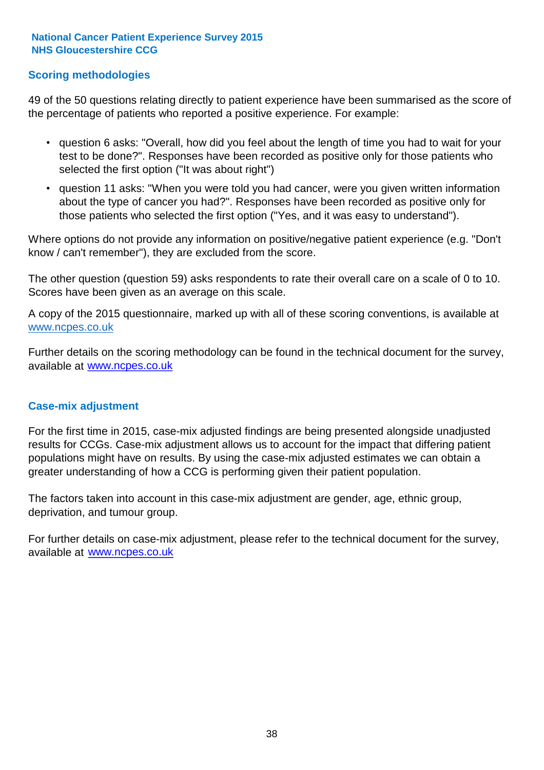## Scoring methodologies

49 of the 50 questions relating directly to patient experience have been summarised as the score of the percentage of patients who reported a positive experience. For example:

- question 6 asks: "Overall, how did you feel about the length of time you had to wait for your test to be done?". Responses have been recorded as positive only for those patients who selected the first option ("It was about right")
- question 11 asks: "When you were told you had cancer, were you given written information about the type of cancer you had?". Responses have been recorded as positive only for those patients who selected the first option ("Yes, and it was easy to understand").

Where options do not provide any information on positive/negative patient experience (e.g. "Don't know / can't remember"), they are excluded from the score.

The other question (question 59) asks respondents to rate their overall care on a scale of 0 to 10. Scores have been given as an average on this scale.

A copy of the 2015 questionnaire, marked up with all of these scoring conventions, is available at www.ncpes.co.uk

Further details on the scoring methodology can be found in the technical document for the survey, available at www.ncpes.co.uk

## Case-mix adjustment

For the first time in 2015, case-mix adjusted findings are being presented alongside unadjusted results for CCGs. Case-mix adjustment allows us to account for the impact that differing patient populations might have on results. By using the case-mix adjusted estimates we can obtain a greater understanding of how a CCG is performing given their patient population.

The factors taken into account in this case-mix adjustment are gender, age, ethnic group, deprivation, and tumour group.

For further details on case-mix adjustment, please refer to the technical document for the survey, available at www.ncpes.co.uk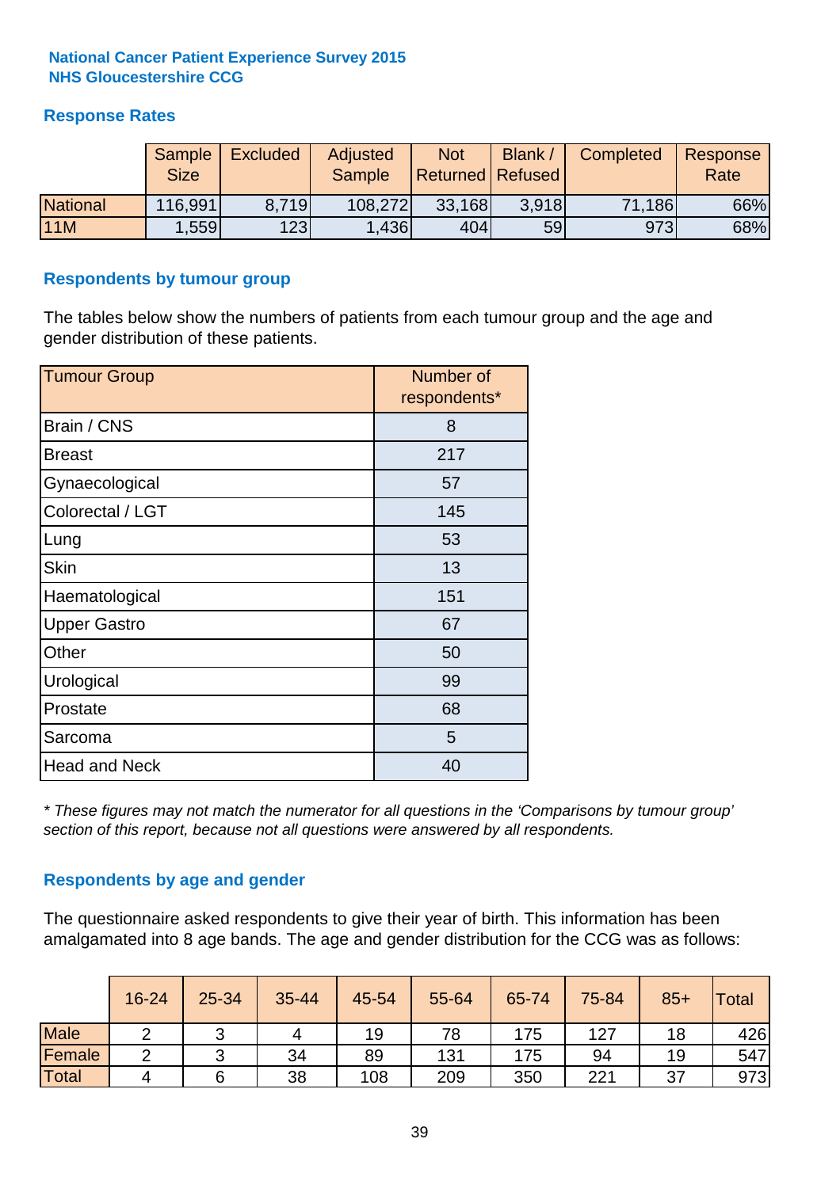**National Cancer Patient Experience Survey 2015**
**NHS Gloucestershire CCG**

## Response Rates

| | Sample Size | Excluded | Adjusted Sample | Not Returned | Blank / Refused | Completed | Response Rate |
|---|---|---|---|---|---|---|---|
| National | 116,991 | 8,719 | 108,272 | 33,168 | 3,918 | 71,186 | 66% |
| 11M | 1,559 | 123 | 1,436 | 404 | 59 | 973 | 68% |

## Respondents by tumour group

The tables below show the numbers of patients from each tumour group and the age and gender distribution of these patients.

| Tumour Group | Number of respondents* |
|---|---|
| Brain / CNS | 8 |
| Breast | 217 |
| Gynaecological | 57 |
| Colorectal / LGT | 145 |
| Lung | 53 |
| Skin | 13 |
| Haematological | 151 |
| Upper Gastro | 67 |
| Other | 50 |
| Urological | 99 |
| Prostate | 68 |
| Sarcoma | 5 |
| Head and Neck | 40 |

*\* These figures may not match the numerator for all questions in the 'Comparisons by tumour group' section of this report, because not all questions were answered by all respondents.*

## Respondents by age and gender

The questionnaire asked respondents to give their year of birth. This information has been amalgamated into 8 age bands. The age and gender distribution for the CCG was as follows:

| | 16-24 | 25-34 | 35-44 | 45-54 | 55-64 | 65-74 | 75-84 | 85+ | Total |
|---|---|---|---|---|---|---|---|---|---|
| Male | 2 | 3 | 4 | 19 | 78 | 175 | 127 | 18 | 426 |
| Female | 2 | 3 | 34 | 89 | 131 | 175 | 94 | 19 | 547 |
| Total | 4 | 6 | 38 | 108 | 209 | 350 | 221 | 37 | 973 |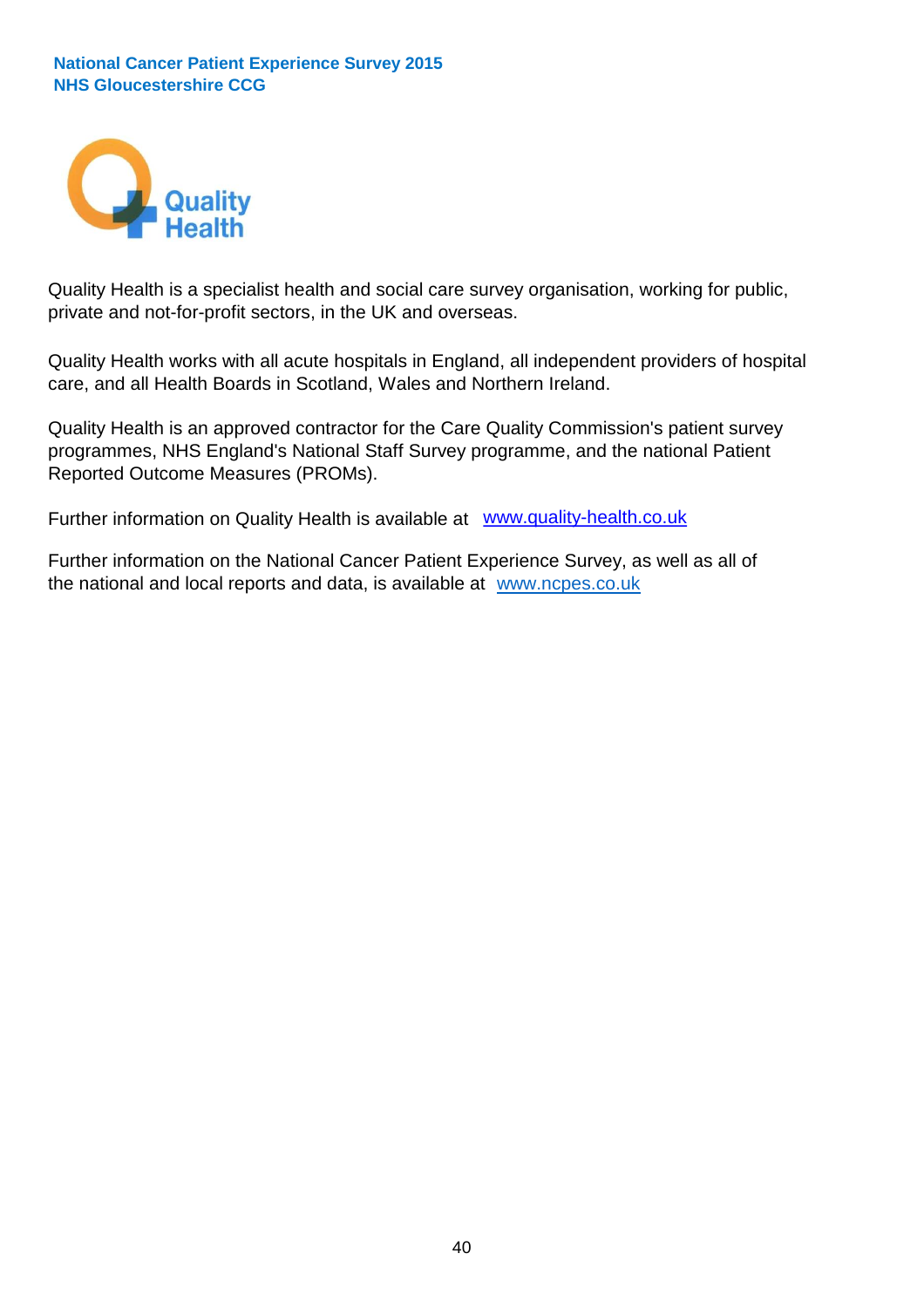Quality Health

Quality Health is a specialist health and social care survey organisation, working for public, private and not-for-profit sectors, in the UK and overseas.

Quality Health works with all acute hospitals in England, all independent providers of hospital care, and all Health Boards in Scotland, Wales and Northern Ireland.

Quality Health is an approved contractor for the Care Quality Commission's patient survey programmes, NHS England's National Staff Survey programme, and the national Patient Reported Outcome Measures (PROMs).

Further information on Quality Health is available at [www.quality-health.co.uk](http://www.quality-health.co.uk)

Further information on the National Cancer Patient Experience Survey, as well as all of the national and local reports and data, is available at [www.ncpes.co.uk](http://www.ncpes.co.uk)